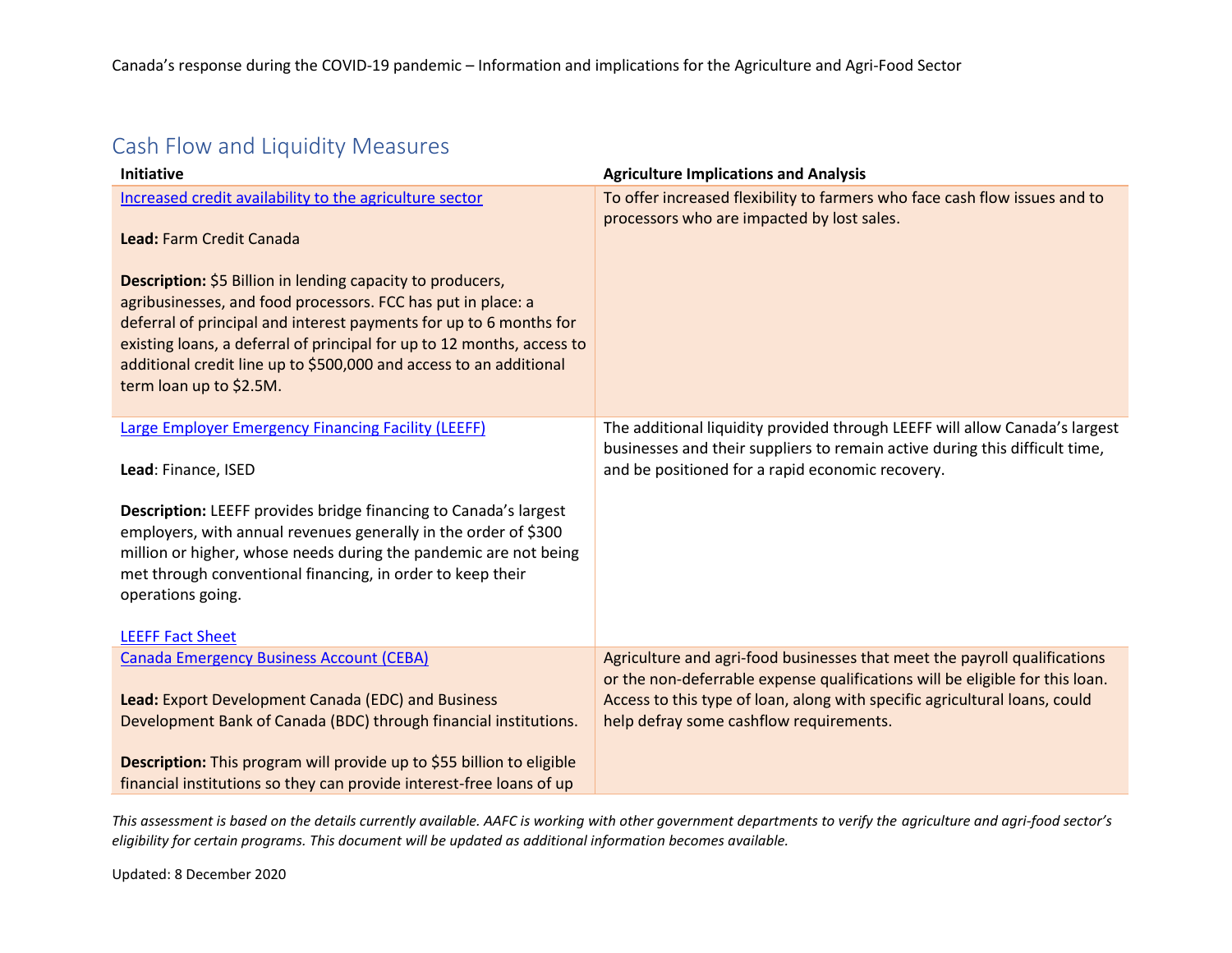## Cash Flow and Liquidity Measures

| Initiative | Agriculture Implications and Analysis |
|---|---|
| Increased credit availability to the agriculture sector<br><br>**Lead:** Farm Credit Canada<br><br>**Description:** $5 Billion in lending capacity to producers, agribusinesses, and food processors. FCC has put in place: a deferral of principal and interest payments for up to 6 months for existing loans, a deferral of principal for up to 12 months, access to additional credit line up to $500,000 and access to an additional term loan up to $2.5M. | To offer increased flexibility to farmers who face cash flow issues and to processors who are impacted by lost sales. |
| Large Employer Emergency Financing Facility (LEEFF)<br><br>**Lead**: Finance, ISED<br><br>**Description:** LEEFF provides bridge financing to Canada's largest employers, with annual revenues generally in the order of $300 million or higher, whose needs during the pandemic are not being met through conventional financing, in order to keep their operations going.<br><br>LEEFF Fact Sheet | The additional liquidity provided through LEEFF will allow Canada's largest businesses and their suppliers to remain active during this difficult time, and be positioned for a rapid economic recovery. |
| Canada Emergency Business Account (CEBA)<br><br>**Lead:** Export Development Canada (EDC) and Business Development Bank of Canada (BDC) through financial institutions.<br><br>**Description:** This program will provide up to $55 billion to eligible financial institutions so they can provide interest-free loans of up | Agriculture and agri-food businesses that meet the payroll qualifications or the non-deferrable expense qualifications will be eligible for this loan. Access to this type of loan, along with specific agricultural loans, could help defray some cashflow requirements. |

*This assessment is based on the details currently available. AAFC is working with other government departments to verify the agriculture and agri-food sector's eligibility for certain programs. This document will be updated as additional information becomes available.*

Updated: 8 December 2020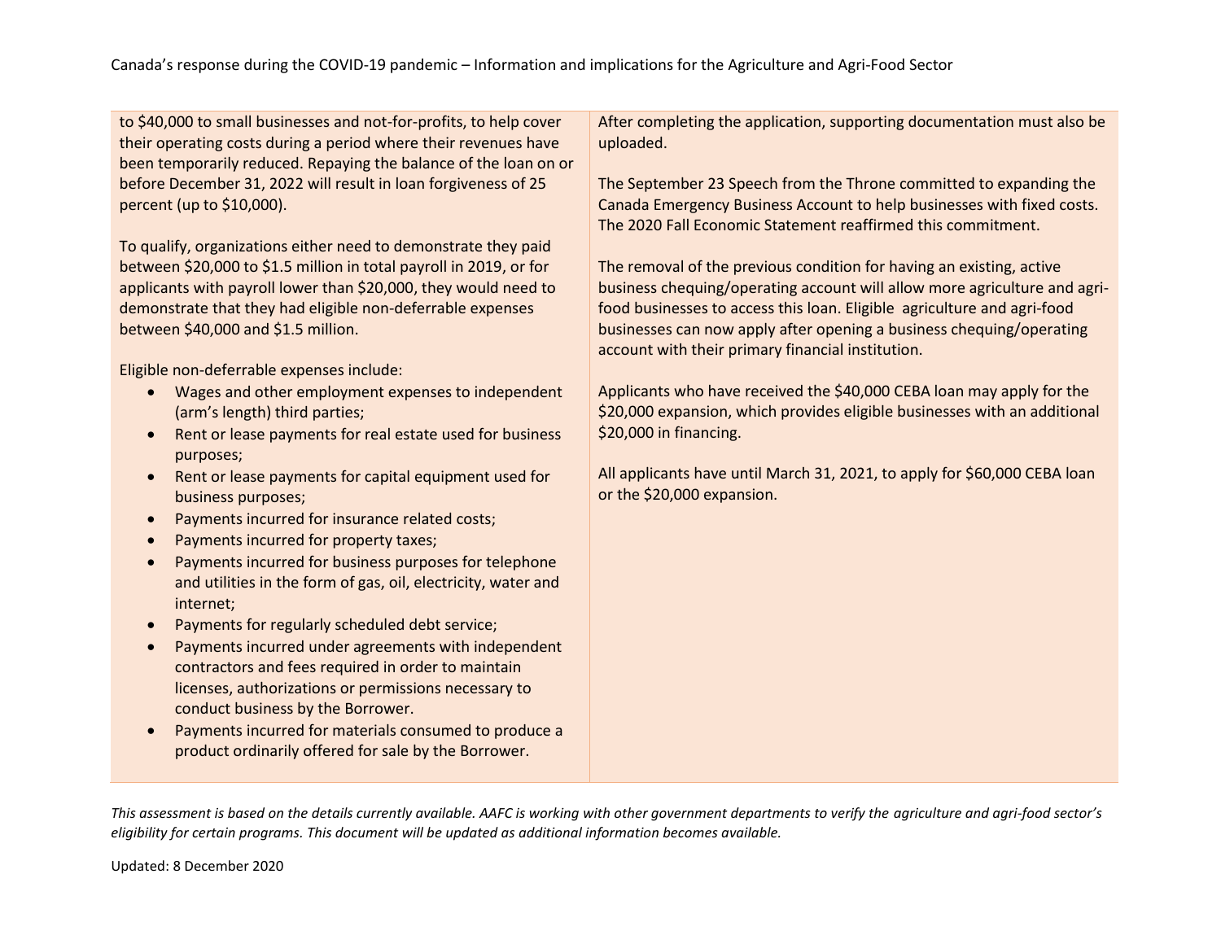| | |
|---|---|
| to $40,000 to small businesses and not-for-profits, to help cover their operating costs during a period where their revenues have been temporarily reduced. Repaying the balance of the loan on or before December 31, 2022 will result in loan forgiveness of 25 percent (up to $10,000).<br><br>To qualify, organizations either need to demonstrate they paid between $20,000 to $1.5 million in total payroll in 2019, or for applicants with payroll lower than $20,000, they would need to demonstrate that they had eligible non-deferrable expenses between $40,000 and $1.5 million.<br><br>Eligible non-deferrable expenses include:<br>• Wages and other employment expenses to independent (arm's length) third parties;<br>• Rent or lease payments for real estate used for business purposes;<br>• Rent or lease payments for capital equipment used for business purposes;<br>• Payments incurred for insurance related costs;<br>• Payments incurred for property taxes;<br>• Payments incurred for business purposes for telephone and utilities in the form of gas, oil, electricity, water and internet;<br>• Payments for regularly scheduled debt service;<br>• Payments incurred under agreements with independent contractors and fees required in order to maintain licenses, authorizations or permissions necessary to conduct business by the Borrower.<br>• Payments incurred for materials consumed to produce a product ordinarily offered for sale by the Borrower. | After completing the application, supporting documentation must also be uploaded.<br><br>The September 23 Speech from the Throne committed to expanding the Canada Emergency Business Account to help businesses with fixed costs. The 2020 Fall Economic Statement reaffirmed this commitment.<br><br>The removal of the previous condition for having an existing, active business chequing/operating account will allow more agriculture and agri-food businesses to access this loan. Eligible agriculture and agri-food businesses can now apply after opening a business chequing/operating account with their primary financial institution.<br><br>Applicants who have received the $40,000 CEBA loan may apply for the $20,000 expansion, which provides eligible businesses with an additional $20,000 in financing.<br><br>All applicants have until March 31, 2021, to apply for $60,000 CEBA loan or the $20,000 expansion. |

*This assessment is based on the details currently available. AAFC is working with other government departments to verify the agriculture and agri-food sector's eligibility for certain programs. This document will be updated as additional information becomes available.*

Updated: 8 December 2020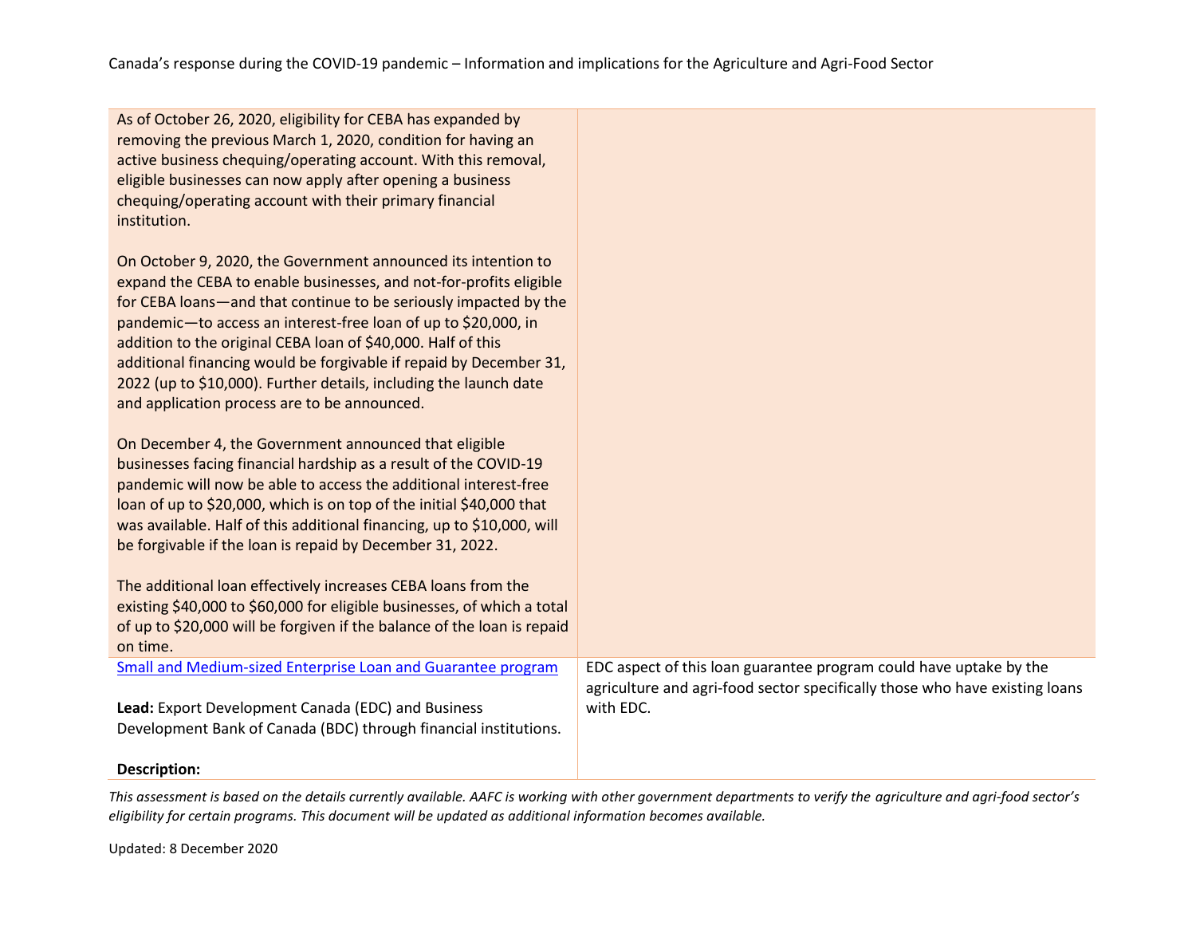| | |
|---|---|
| As of October 26, 2020, eligibility for CEBA has expanded by removing the previous March 1, 2020, condition for having an active business chequing/operating account. With this removal, eligible businesses can now apply after opening a business chequing/operating account with their primary financial institution.<br><br>On October 9, 2020, the Government announced its intention to expand the CEBA to enable businesses, and not-for-profits eligible for CEBA loans—and that continue to be seriously impacted by the pandemic—to access an interest-free loan of up to $20,000, in addition to the original CEBA loan of $40,000. Half of this additional financing would be forgivable if repaid by December 31, 2022 (up to $10,000). Further details, including the launch date and application process are to be announced.<br><br>On December 4, the Government announced that eligible businesses facing financial hardship as a result of the COVID-19 pandemic will now be able to access the additional interest-free loan of up to $20,000, which is on top of the initial $40,000 that was available. Half of this additional financing, up to $10,000, will be forgivable if the loan is repaid by December 31, 2022.<br><br>The additional loan effectively increases CEBA loans from the existing $40,000 to $60,000 for eligible businesses, of which a total of up to $20,000 will be forgiven if the balance of the loan is repaid on time. | |
| [Small and Medium-sized Enterprise Loan and Guarantee program]()<br><br>**Lead:** Export Development Canada (EDC) and Business Development Bank of Canada (BDC) through financial institutions.<br><br>**Description:** | EDC aspect of this loan guarantee program could have uptake by the agriculture and agri-food sector specifically those who have existing loans with EDC. |

*This assessment is based on the details currently available. AAFC is working with other government departments to verify the agriculture and agri-food sector's eligibility for certain programs. This document will be updated as additional information becomes available.*

Updated: 8 December 2020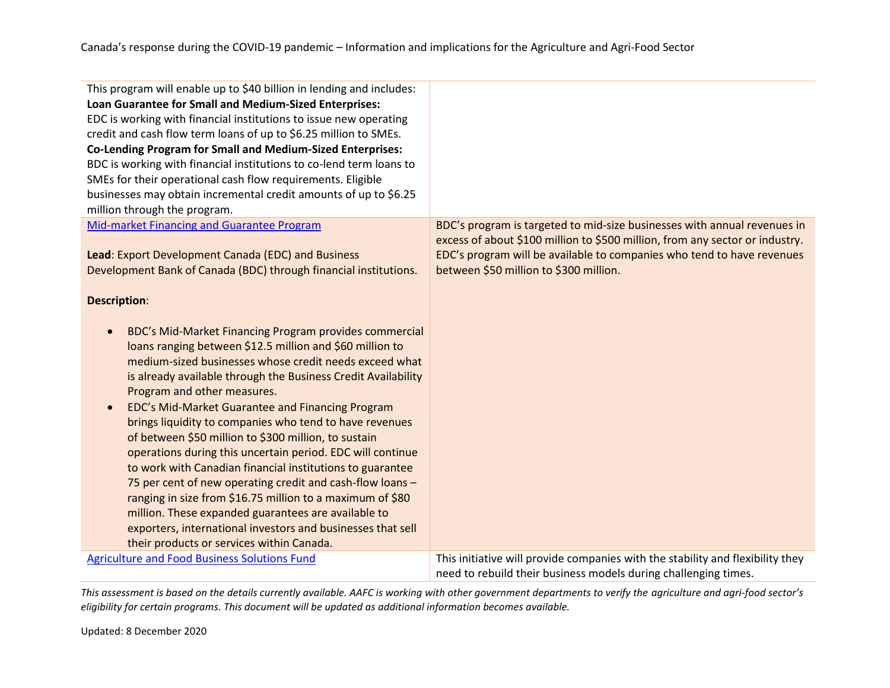| | |
|---|---|
| This program will enable up to $40 billion in lending and includes:<br>**Loan Guarantee for Small and Medium-Sized Enterprises:**<br>EDC is working with financial institutions to issue new operating credit and cash flow term loans of up to $6.25 million to SMEs.<br>**Co-Lending Program for Small and Medium-Sized Enterprises:**<br>BDC is working with financial institutions to co-lend term loans to SMEs for their operational cash flow requirements. Eligible businesses may obtain incremental credit amounts of up to $6.25 million through the program. | |
| [Mid-market Financing and Guarantee Program]<br><br>**Lead**: Export Development Canada (EDC) and Business Development Bank of Canada (BDC) through financial institutions.<br><br>**Description**:<br><br>• BDC's Mid-Market Financing Program provides commercial loans ranging between $12.5 million and $60 million to medium-sized businesses whose credit needs exceed what is already available through the Business Credit Availability Program and other measures.<br>• EDC's Mid-Market Guarantee and Financing Program brings liquidity to companies who tend to have revenues of between $50 million to $300 million, to sustain operations during this uncertain period. EDC will continue to work with Canadian financial institutions to guarantee 75 per cent of new operating credit and cash-flow loans – ranging in size from $16.75 million to a maximum of $80 million. These expanded guarantees are available to exporters, international investors and businesses that sell their products or services within Canada. | BDC's program is targeted to mid-size businesses with annual revenues in excess of about $100 million to $500 million, from any sector or industry. EDC's program will be available to companies who tend to have revenues between $50 million to $300 million. |
| [Agriculture and Food Business Solutions Fund] | This initiative will provide companies with the stability and flexibility they need to rebuild their business models during challenging times. |

*This assessment is based on the details currently available. AAFC is working with other government departments to verify the agriculture and agri-food sector's eligibility for certain programs. This document will be updated as additional information becomes available.*

Updated: 8 December 2020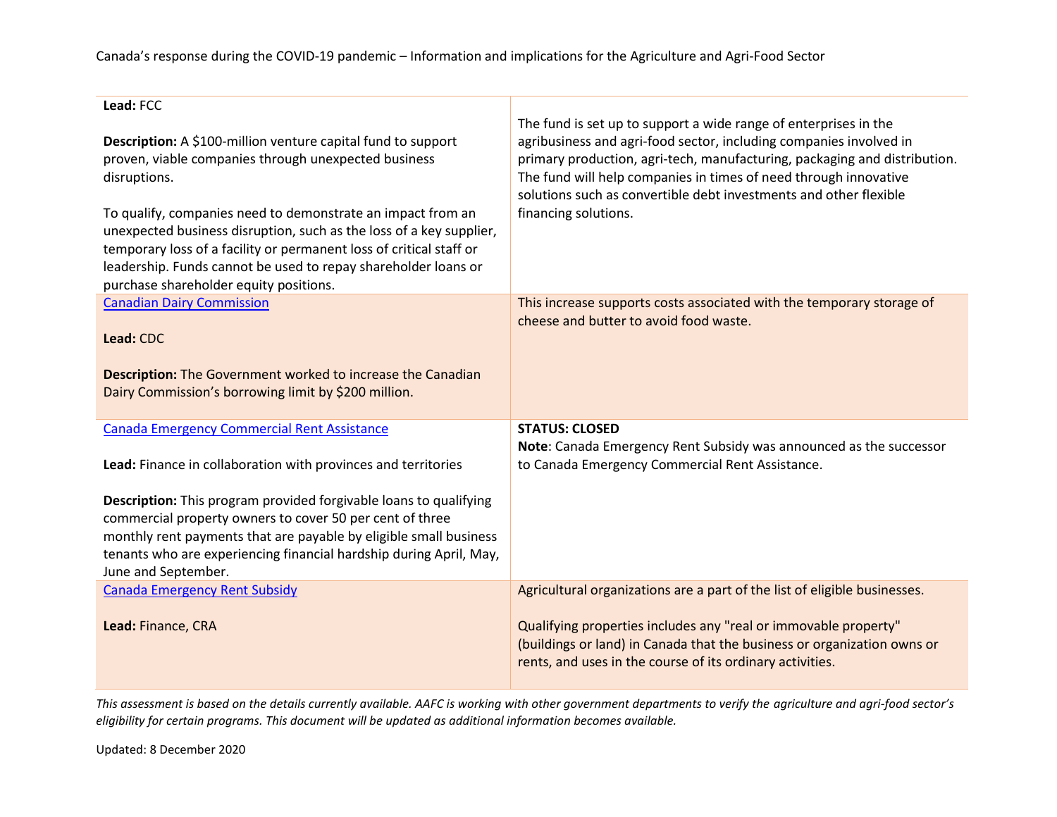| | |
|---|---|
| **Lead:** FCC<br><br>**Description:** A $100-million venture capital fund to support proven, viable companies through unexpected business disruptions.<br><br>To qualify, companies need to demonstrate an impact from an unexpected business disruption, such as the loss of a key supplier, temporary loss of a facility or permanent loss of critical staff or leadership. Funds cannot be used to repay shareholder loans or purchase shareholder equity positions. | The fund is set up to support a wide range of enterprises in the agribusiness and agri-food sector, including companies involved in primary production, agri-tech, manufacturing, packaging and distribution. The fund will help companies in times of need through innovative solutions such as convertible debt investments and other flexible financing solutions. |
| Canadian Dairy Commission<br><br>**Lead:** CDC<br><br>**Description:** The Government worked to increase the Canadian Dairy Commission's borrowing limit by $200 million. | This increase supports costs associated with the temporary storage of cheese and butter to avoid food waste. |
| Canada Emergency Commercial Rent Assistance<br><br>**Lead:** Finance in collaboration with provinces and territories<br><br>**Description:** This program provided forgivable loans to qualifying commercial property owners to cover 50 per cent of three monthly rent payments that are payable by eligible small business tenants who are experiencing financial hardship during April, May, June and September. | **STATUS: CLOSED**<br>**Note**: Canada Emergency Rent Subsidy was announced as the successor to Canada Emergency Commercial Rent Assistance. |
| Canada Emergency Rent Subsidy<br><br>**Lead:** Finance, CRA | Agricultural organizations are a part of the list of eligible businesses.<br><br>Qualifying properties includes any "real or immovable property" (buildings or land) in Canada that the business or organization owns or rents, and uses in the course of its ordinary activities. |

*This assessment is based on the details currently available. AAFC is working with other government departments to verify the agriculture and agri-food sector's eligibility for certain programs. This document will be updated as additional information becomes available.*

Updated: 8 December 2020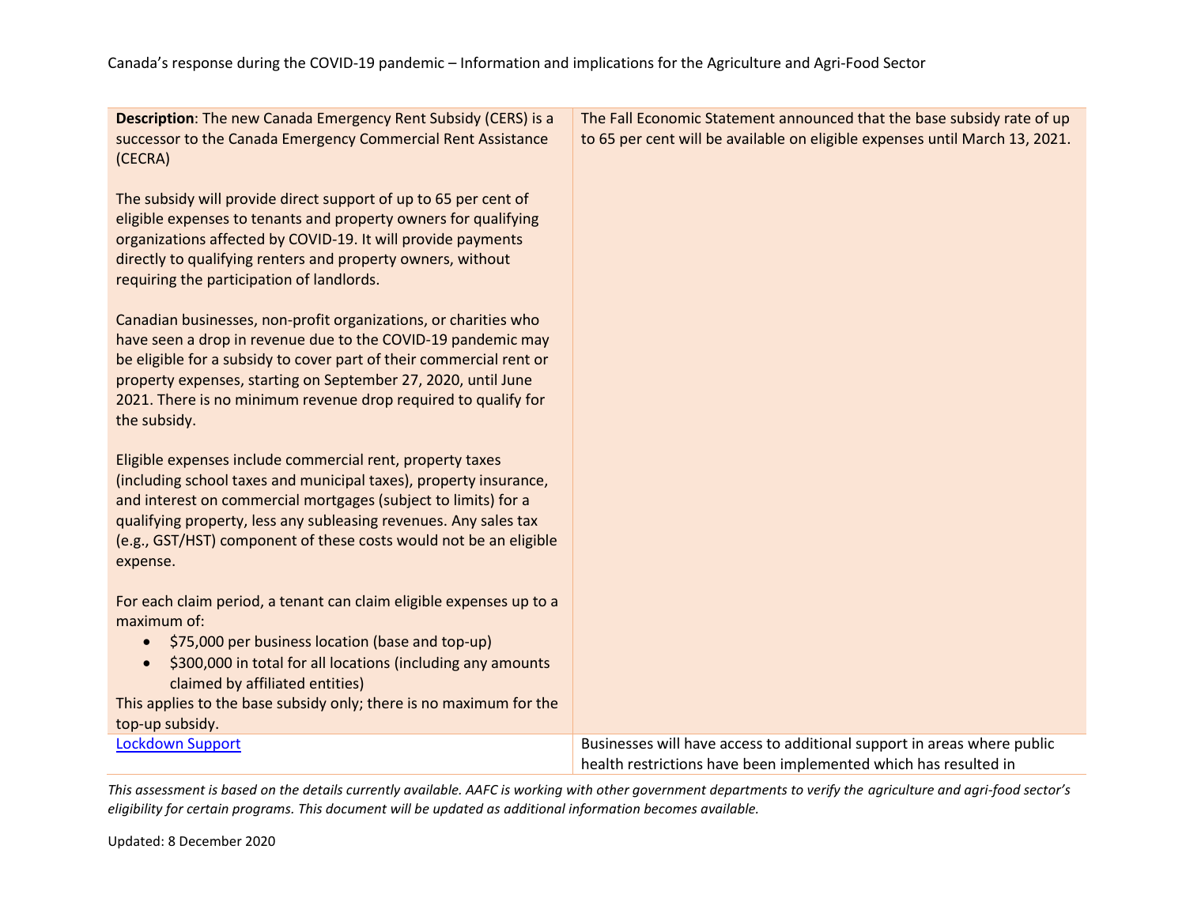| | |
|---|---|
| **Description**: The new Canada Emergency Rent Subsidy (CERS) is a successor to the Canada Emergency Commercial Rent Assistance (CECRA)<br><br>The subsidy will provide direct support of up to 65 per cent of eligible expenses to tenants and property owners for qualifying organizations affected by COVID-19. It will provide payments directly to qualifying renters and property owners, without requiring the participation of landlords.<br><br>Canadian businesses, non-profit organizations, or charities who have seen a drop in revenue due to the COVID-19 pandemic may be eligible for a subsidy to cover part of their commercial rent or property expenses, starting on September 27, 2020, until June 2021. There is no minimum revenue drop required to qualify for the subsidy.<br><br>Eligible expenses include commercial rent, property taxes (including school taxes and municipal taxes), property insurance, and interest on commercial mortgages (subject to limits) for a qualifying property, less any subleasing revenues. Any sales tax (e.g., GST/HST) component of these costs would not be an eligible expense.<br><br>For each claim period, a tenant can claim eligible expenses up to a maximum of:<br>• $75,000 per business location (base and top-up)<br>• $300,000 in total for all locations (including any amounts claimed by affiliated entities)<br>This applies to the base subsidy only; there is no maximum for the top-up subsidy. | The Fall Economic Statement announced that the base subsidy rate of up to 65 per cent will be available on eligible expenses until March 13, 2021. |
| [Lockdown Support]() | Businesses will have access to additional support in areas where public health restrictions have been implemented which has resulted in |

*This assessment is based on the details currently available. AAFC is working with other government departments to verify the agriculture and agri-food sector's eligibility for certain programs. This document will be updated as additional information becomes available.*

Updated: 8 December 2020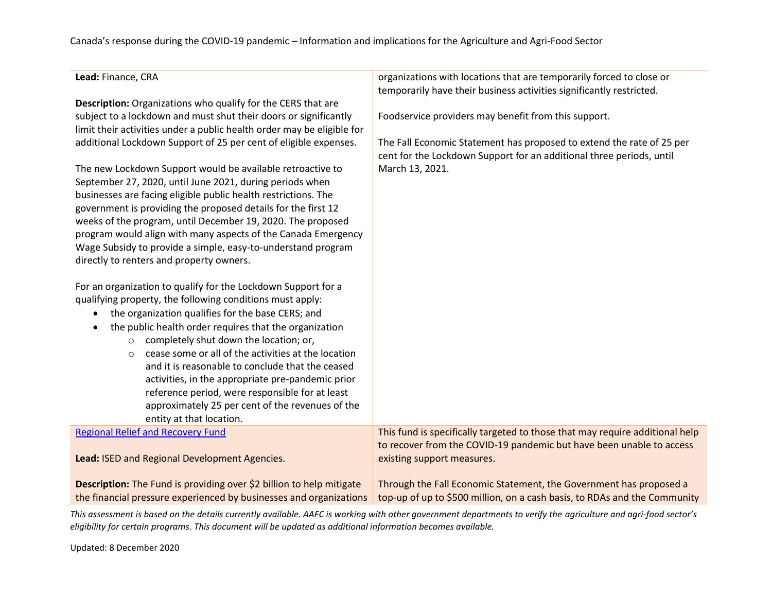| | |
|---|---|
| **Lead:** Finance, CRA<br><br>**Description:** Organizations who qualify for the CERS that are subject to a lockdown and must shut their doors or significantly limit their activities under a public health order may be eligible for additional Lockdown Support of 25 per cent of eligible expenses.<br><br>The new Lockdown Support would be available retroactive to September 27, 2020, until June 2021, during periods when businesses are facing eligible public health restrictions. The government is providing the proposed details for the first 12 weeks of the program, until December 19, 2020. The proposed program would align with many aspects of the Canada Emergency Wage Subsidy to provide a simple, easy-to-understand program directly to renters and property owners.<br><br>For an organization to qualify for the Lockdown Support for a qualifying property, the following conditions must apply:<br>• the organization qualifies for the base CERS; and<br>• the public health order requires that the organization<br>  ○ completely shut down the location; or,<br>  ○ cease some or all of the activities at the location and it is reasonable to conclude that the ceased activities, in the appropriate pre-pandemic prior reference period, were responsible for at least approximately 25 per cent of the revenues of the entity at that location. | organizations with locations that are temporarily forced to close or temporarily have their business activities significantly restricted.<br><br>Foodservice providers may benefit from this support.<br><br>The Fall Economic Statement has proposed to extend the rate of 25 per cent for the Lockdown Support for an additional three periods, until March 13, 2021. |
| [Regional Relief and Recovery Fund]()<br><br>**Lead:** ISED and Regional Development Agencies.<br><br>**Description:** The Fund is providing over $2 billion to help mitigate the financial pressure experienced by businesses and organizations | This fund is specifically targeted to those that may require additional help to recover from the COVID-19 pandemic but have been unable to access existing support measures.<br><br>Through the Fall Economic Statement, the Government has proposed a top-up of up to $500 million, on a cash basis, to RDAs and the Community |

*This assessment is based on the details currently available. AAFC is working with other government departments to verify the agriculture and agri-food sector's eligibility for certain programs. This document will be updated as additional information becomes available.*

Updated: 8 December 2020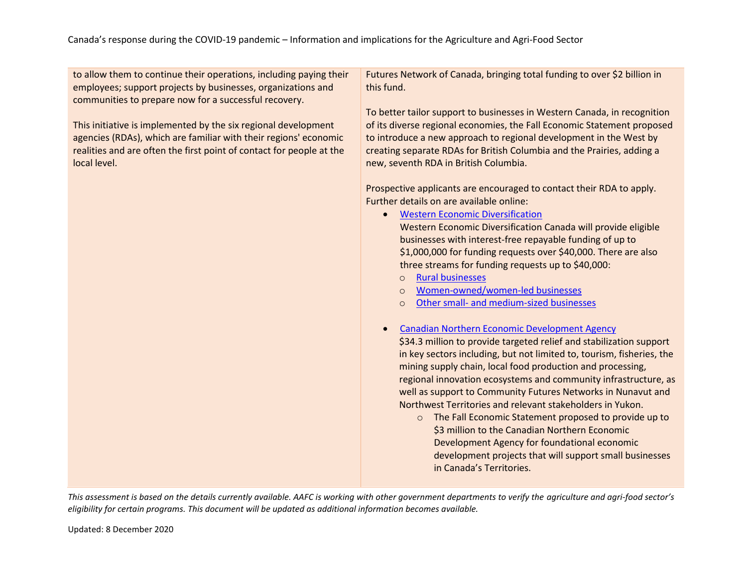| | |
|---|---|
| to allow them to continue their operations, including paying their employees; support projects by businesses, organizations and communities to prepare now for a successful recovery.<br><br>This initiative is implemented by the six regional development agencies (RDAs), which are familiar with their regions' economic realities and are often the first point of contact for people at the local level. | Futures Network of Canada, bringing total funding to over $2 billion in this fund.<br><br>To better tailor support to businesses in Western Canada, in recognition of its diverse regional economies, the Fall Economic Statement proposed to introduce a new approach to regional development in the West by creating separate RDAs for British Columbia and the Prairies, adding a new, seventh RDA in British Columbia.<br><br>Prospective applicants are encouraged to contact their RDA to apply. Further details on are available online:<br>• Western Economic Diversification<br>Western Economic Diversification Canada will provide eligible businesses with interest-free repayable funding of up to $1,000,000 for funding requests over $40,000. There are also three streams for funding requests up to $40,000:<br>o Rural businesses<br>o Women-owned/women-led businesses<br>o Other small- and medium-sized businesses<br><br>• Canadian Northern Economic Development Agency<br>$34.3 million to provide targeted relief and stabilization support in key sectors including, but not limited to, tourism, fisheries, the mining supply chain, local food production and processing, regional innovation ecosystems and community infrastructure, as well as support to Community Futures Networks in Nunavut and Northwest Territories and relevant stakeholders in Yukon.<br>o The Fall Economic Statement proposed to provide up to $3 million to the Canadian Northern Economic Development Agency for foundational economic development projects that will support small businesses in Canada's Territories. |

*This assessment is based on the details currently available. AAFC is working with other government departments to verify the agriculture and agri-food sector's eligibility for certain programs. This document will be updated as additional information becomes available.*

Updated: 8 December 2020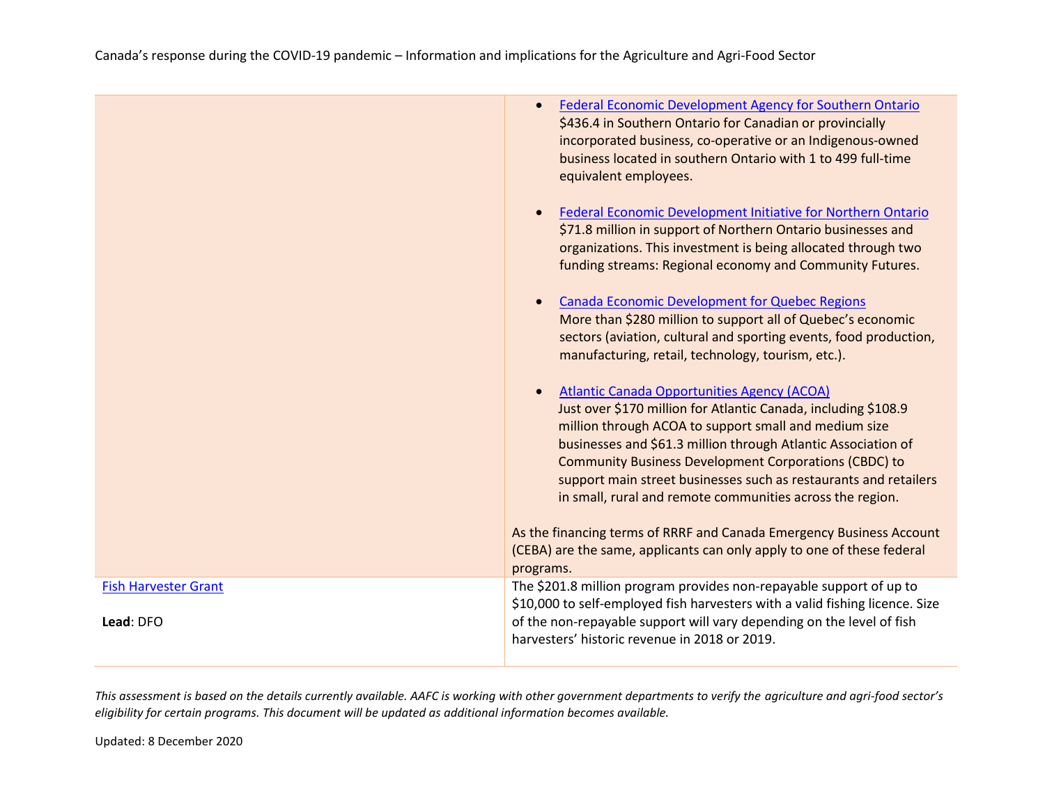| | |
|---|---|
| | • Federal Economic Development Agency for Southern Ontario<br>$436.4 in Southern Ontario for Canadian or provincially incorporated business, co-operative or an Indigenous-owned business located in southern Ontario with 1 to 499 full-time equivalent employees.<br><br>• Federal Economic Development Initiative for Northern Ontario<br>$71.8 million in support of Northern Ontario businesses and organizations. This investment is being allocated through two funding streams: Regional economy and Community Futures.<br><br>• Canada Economic Development for Quebec Regions<br>More than $280 million to support all of Quebec's economic sectors (aviation, cultural and sporting events, food production, manufacturing, retail, technology, tourism, etc.).<br><br>• Atlantic Canada Opportunities Agency (ACOA)<br>Just over $170 million for Atlantic Canada, including $108.9 million through ACOA to support small and medium size businesses and $61.3 million through Atlantic Association of Community Business Development Corporations (CBDC) to support main street businesses such as restaurants and retailers in small, rural and remote communities across the region.<br><br>As the financing terms of RRRF and Canada Emergency Business Account (CEBA) are the same, applicants can only apply to one of these federal programs. |
| Fish Harvester Grant<br><br>**Lead**: DFO | The $201.8 million program provides non-repayable support of up to $10,000 to self-employed fish harvesters with a valid fishing licence. Size of the non-repayable support will vary depending on the level of fish harvesters' historic revenue in 2018 or 2019. |

*This assessment is based on the details currently available. AAFC is working with other government departments to verify the agriculture and agri-food sector's eligibility for certain programs. This document will be updated as additional information becomes available.*

Updated: 8 December 2020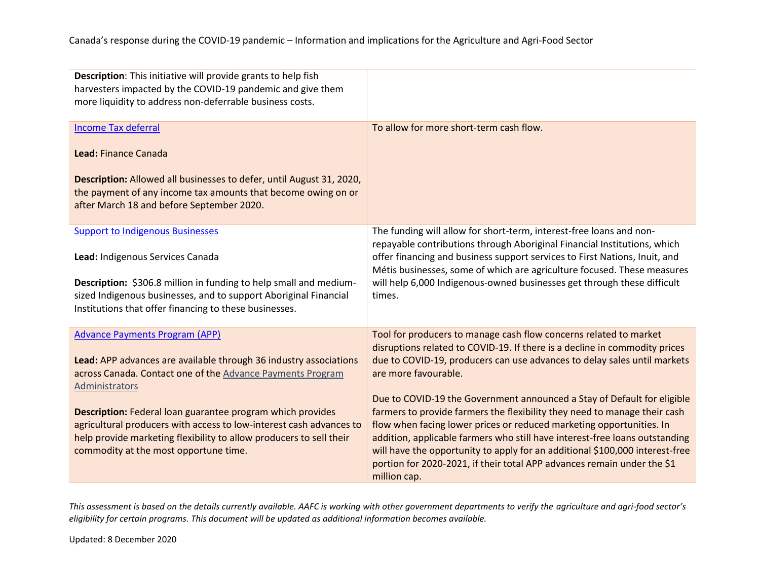| | |
|---|---|
| **Description**: This initiative will provide grants to help fish harvesters impacted by the COVID-19 pandemic and give them more liquidity to address non-deferrable business costs. | |
| [Income Tax deferral](#)<br><br>**Lead:** Finance Canada<br><br>**Description:** Allowed all businesses to defer, until August 31, 2020, the payment of any income tax amounts that become owing on or after March 18 and before September 2020. | To allow for more short-term cash flow. |
| [Support to Indigenous Businesses](#)<br><br>**Lead:** Indigenous Services Canada<br><br>**Description:** $306.8 million in funding to help small and medium-sized Indigenous businesses, and to support Aboriginal Financial Institutions that offer financing to these businesses. | The funding will allow for short-term, interest-free loans and non-repayable contributions through Aboriginal Financial Institutions, which offer financing and business support services to First Nations, Inuit, and Métis businesses, some of which are agriculture focused. These measures will help 6,000 Indigenous-owned businesses get through these difficult times. |
| [Advance Payments Program (APP)](#)<br><br>**Lead:** APP advances are available through 36 industry associations across Canada. Contact one of the [Advance Payments Program Administrators](#)<br><br>**Description:** Federal loan guarantee program which provides agricultural producers with access to low-interest cash advances to help provide marketing flexibility to allow producers to sell their commodity at the most opportune time. | Tool for producers to manage cash flow concerns related to market disruptions related to COVID-19. If there is a decline in commodity prices due to COVID-19, producers can use advances to delay sales until markets are more favourable.<br><br>Due to COVID-19 the Government announced a Stay of Default for eligible farmers to provide farmers the flexibility they need to manage their cash flow when facing lower prices or reduced marketing opportunities. In addition, applicable farmers who still have interest-free loans outstanding will have the opportunity to apply for an additional $100,000 interest-free portion for 2020-2021, if their total APP advances remain under the $1 million cap. |

*This assessment is based on the details currently available. AAFC is working with other government departments to verify the agriculture and agri-food sector's eligibility for certain programs. This document will be updated as additional information becomes available.*

Updated: 8 December 2020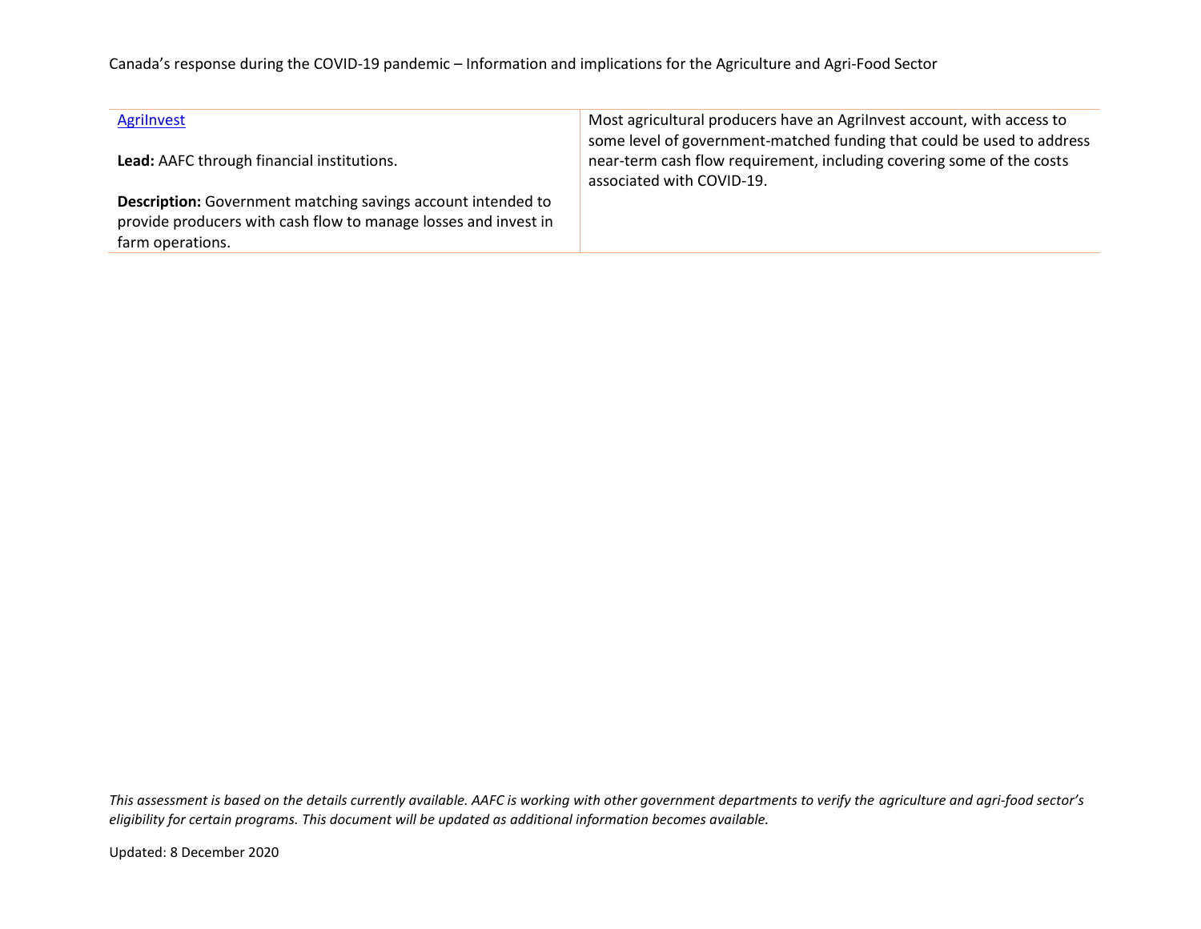| | |
|---|---|
| [AgriInvest](#)<br><br>**Lead:** AAFC through financial institutions.<br><br>**Description:** Government matching savings account intended to provide producers with cash flow to manage losses and invest in farm operations. | Most agricultural producers have an AgriInvest account, with access to some level of government-matched funding that could be used to address near-term cash flow requirement, including covering some of the costs associated with COVID-19. |

*This assessment is based on the details currently available. AAFC is working with other government departments to verify the agriculture and agri-food sector's eligibility for certain programs. This document will be updated as additional information becomes available.*

Updated: 8 December 2020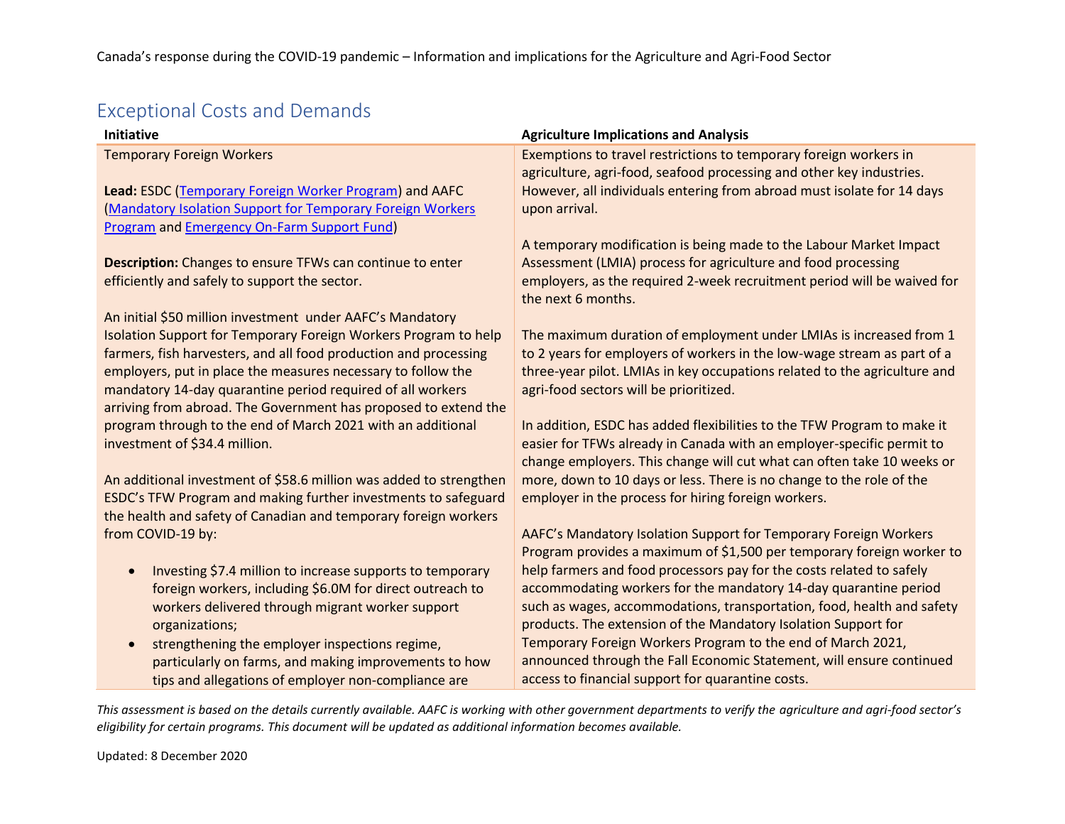## Exceptional Costs and Demands

| Initiative | Agriculture Implications and Analysis |
|---|---|
| Temporary Foreign Workers<br><br>**Lead:** ESDC (Temporary Foreign Worker Program) and AAFC (Mandatory Isolation Support for Temporary Foreign Workers Program and Emergency On-Farm Support Fund)<br><br>**Description:** Changes to ensure TFWs can continue to enter efficiently and safely to support the sector.<br><br>An initial $50 million investment under AAFC's Mandatory Isolation Support for Temporary Foreign Workers Program to help farmers, fish harvesters, and all food production and processing employers, put in place the measures necessary to follow the mandatory 14-day quarantine period required of all workers arriving from abroad. The Government has proposed to extend the program through to the end of March 2021 with an additional investment of $34.4 million.<br><br>An additional investment of $58.6 million was added to strengthen ESDC's TFW Program and making further investments to safeguard the health and safety of Canadian and temporary foreign workers from COVID-19 by:<br><br>• Investing $7.4 million to increase supports to temporary foreign workers, including $6.0M for direct outreach to workers delivered through migrant worker support organizations;<br>• strengthening the employer inspections regime, particularly on farms, and making improvements to how tips and allegations of employer non-compliance are | Exemptions to travel restrictions to temporary foreign workers in agriculture, agri-food, seafood processing and other key industries. However, all individuals entering from abroad must isolate for 14 days upon arrival.<br><br>A temporary modification is being made to the Labour Market Impact Assessment (LMIA) process for agriculture and food processing employers, as the required 2-week recruitment period will be waived for the next 6 months.<br><br>The maximum duration of employment under LMIAs is increased from 1 to 2 years for employers of workers in the low-wage stream as part of a three-year pilot. LMIAs in key occupations related to the agriculture and agri-food sectors will be prioritized.<br><br>In addition, ESDC has added flexibilities to the TFW Program to make it easier for TFWs already in Canada with an employer-specific permit to change employers. This change will cut what can often take 10 weeks or more, down to 10 days or less. There is no change to the role of the employer in the process for hiring foreign workers.<br><br>AAFC's Mandatory Isolation Support for Temporary Foreign Workers Program provides a maximum of $1,500 per temporary foreign worker to help farmers and food processors pay for the costs related to safely accommodating workers for the mandatory 14-day quarantine period such as wages, accommodations, transportation, food, health and safety products. The extension of the Mandatory Isolation Support for Temporary Foreign Workers Program to the end of March 2021, announced through the Fall Economic Statement, will ensure continued access to financial support for quarantine costs. |

*This assessment is based on the details currently available. AAFC is working with other government departments to verify the agriculture and agri-food sector's eligibility for certain programs. This document will be updated as additional information becomes available.*

Updated: 8 December 2020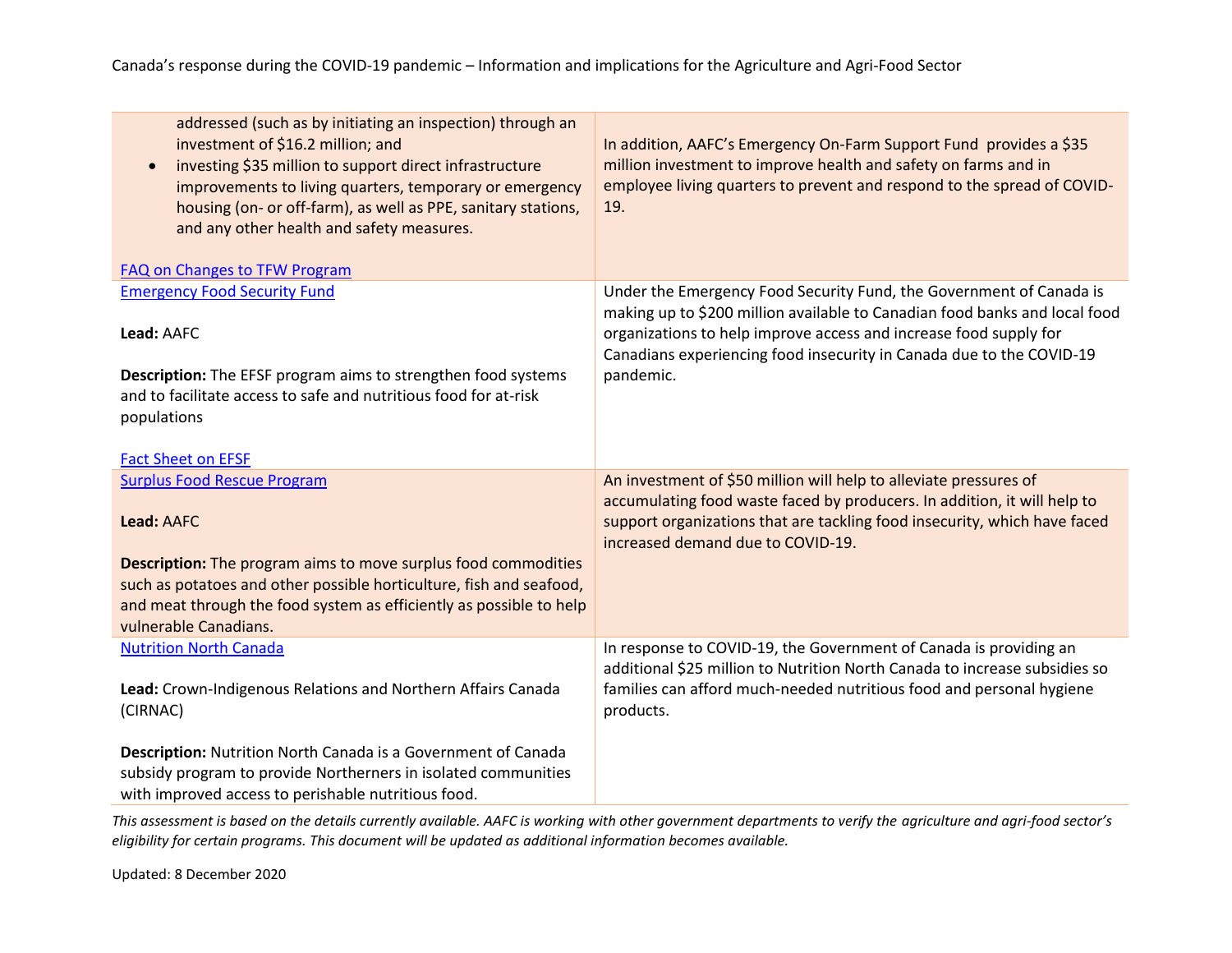| | |
|---|---|
| addressed (such as by initiating an inspection) through an investment of $16.2 million; and<br>• investing $35 million to support direct infrastructure improvements to living quarters, temporary or emergency housing (on- or off-farm), as well as PPE, sanitary stations, and any other health and safety measures.<br><br>FAQ on Changes to TFW Program | In addition, AAFC's Emergency On-Farm Support Fund provides a $35 million investment to improve health and safety on farms and in employee living quarters to prevent and respond to the spread of COVID-19. |
| Emergency Food Security Fund<br><br>**Lead:** AAFC<br><br>**Description:** The EFSF program aims to strengthen food systems and to facilitate access to safe and nutritious food for at-risk populations<br><br>Fact Sheet on EFSF | Under the Emergency Food Security Fund, the Government of Canada is making up to $200 million available to Canadian food banks and local food organizations to help improve access and increase food supply for Canadians experiencing food insecurity in Canada due to the COVID-19 pandemic. |
| Surplus Food Rescue Program<br><br>**Lead:** AAFC<br><br>**Description:** The program aims to move surplus food commodities such as potatoes and other possible horticulture, fish and seafood, and meat through the food system as efficiently as possible to help vulnerable Canadians. | An investment of $50 million will help to alleviate pressures of accumulating food waste faced by producers. In addition, it will help to support organizations that are tackling food insecurity, which have faced increased demand due to COVID-19. |
| Nutrition North Canada<br><br>**Lead:** Crown-Indigenous Relations and Northern Affairs Canada (CIRNAC)<br><br>**Description:** Nutrition North Canada is a Government of Canada subsidy program to provide Northerners in isolated communities with improved access to perishable nutritious food. | In response to COVID-19, the Government of Canada is providing an additional $25 million to Nutrition North Canada to increase subsidies so families can afford much-needed nutritious food and personal hygiene products. |

*This assessment is based on the details currently available. AAFC is working with other government departments to verify the agriculture and agri-food sector's eligibility for certain programs. This document will be updated as additional information becomes available.*

Updated: 8 December 2020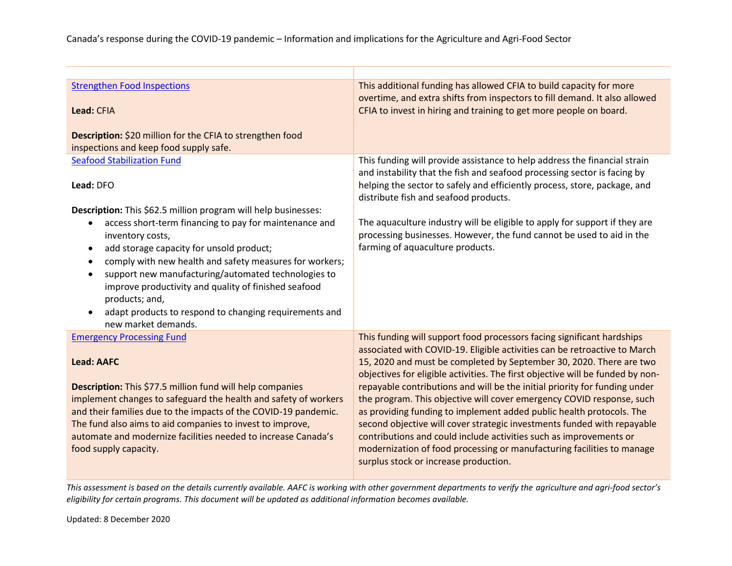| | |
|---|---|
| [Strengthen Food Inspections](#)<br><br>**Lead:** CFIA<br><br>**Description:** $20 million for the CFIA to strengthen food inspections and keep food supply safe. | This additional funding has allowed CFIA to build capacity for more overtime, and extra shifts from inspectors to fill demand. It also allowed CFIA to invest in hiring and training to get more people on board. |
| [Seafood Stabilization Fund](#)<br><br>**Lead:** DFO<br><br>**Description:** This $62.5 million program will help businesses:<br>• access short-term financing to pay for maintenance and inventory costs,<br>• add storage capacity for unsold product;<br>• comply with new health and safety measures for workers;<br>• support new manufacturing/automated technologies to improve productivity and quality of finished seafood products; and,<br>• adapt products to respond to changing requirements and new market demands. | This funding will provide assistance to help address the financial strain and instability that the fish and seafood processing sector is facing by helping the sector to safely and efficiently process, store, package, and distribute fish and seafood products.<br><br>The aquaculture industry will be eligible to apply for support if they are processing businesses. However, the fund cannot be used to aid in the farming of aquaculture products. |
| [Emergency Processing Fund](#)<br><br>**Lead: AAFC**<br><br>**Description:** This $77.5 million fund will help companies implement changes to safeguard the health and safety of workers and their families due to the impacts of the COVID-19 pandemic. The fund also aims to aid companies to invest to improve, automate and modernize facilities needed to increase Canada's food supply capacity. | This funding will support food processors facing significant hardships associated with COVID-19. Eligible activities can be retroactive to March 15, 2020 and must be completed by September 30, 2020. There are two objectives for eligible activities. The first objective will be funded by non-repayable contributions and will be the initial priority for funding under the program. This objective will cover emergency COVID response, such as providing funding to implement added public health protocols. The second objective will cover strategic investments funded with repayable contributions and could include activities such as improvements or modernization of food processing or manufacturing facilities to manage surplus stock or increase production. |

*This assessment is based on the details currently available. AAFC is working with other government departments to verify the agriculture and agri-food sector's eligibility for certain programs. This document will be updated as additional information becomes available.*

Updated: 8 December 2020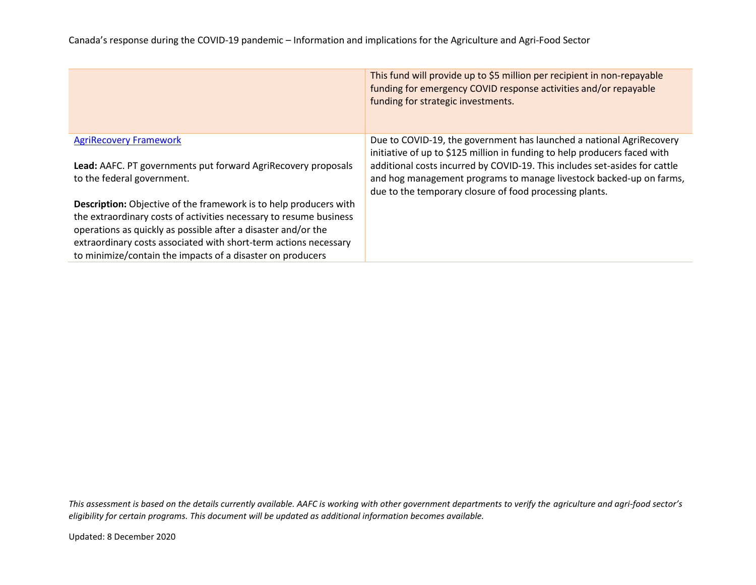| | |
|---|---|
| | This fund will provide up to $5 million per recipient in non-repayable funding for emergency COVID response activities and/or repayable funding for strategic investments. |
| [AgriRecovery Framework]<br><br>**Lead:** AAFC. PT governments put forward AgriRecovery proposals to the federal government.<br><br>**Description:** Objective of the framework is to help producers with the extraordinary costs of activities necessary to resume business operations as quickly as possible after a disaster and/or the extraordinary costs associated with short-term actions necessary to minimize/contain the impacts of a disaster on producers | Due to COVID-19, the government has launched a national AgriRecovery initiative of up to $125 million in funding to help producers faced with additional costs incurred by COVID-19. This includes set-asides for cattle and hog management programs to manage livestock backed-up on farms, due to the temporary closure of food processing plants. |

*This assessment is based on the details currently available. AAFC is working with other government departments to verify the agriculture and agri-food sector's eligibility for certain programs. This document will be updated as additional information becomes available.*

Updated: 8 December 2020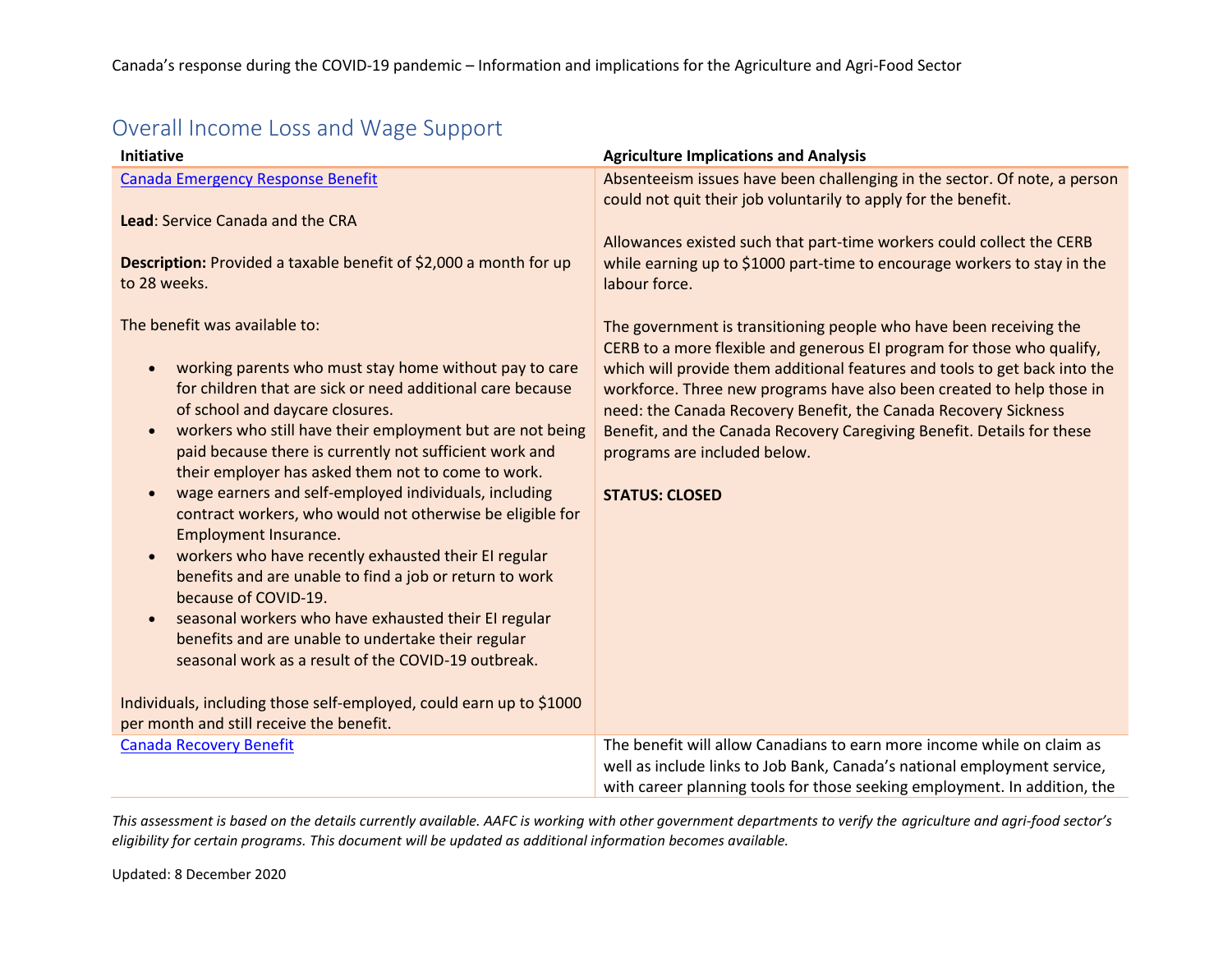## Overall Income Loss and Wage Support

| Initiative | Agriculture Implications and Analysis |
|---|---|
| [Canada Emergency Response Benefit](#)<br><br>**Lead**: Service Canada and the CRA<br><br>**Description:** Provided a taxable benefit of $2,000 a month for up to 28 weeks.<br><br>The benefit was available to:<br><br>• working parents who must stay home without pay to care for children that are sick or need additional care because of school and daycare closures.<br>• workers who still have their employment but are not being paid because there is currently not sufficient work and their employer has asked them not to come to work.<br>• wage earners and self-employed individuals, including contract workers, who would not otherwise be eligible for Employment Insurance.<br>• workers who have recently exhausted their EI regular benefits and are unable to find a job or return to work because of COVID-19.<br>• seasonal workers who have exhausted their EI regular benefits and are unable to undertake their regular seasonal work as a result of the COVID-19 outbreak.<br><br>Individuals, including those self-employed, could earn up to $1000 per month and still receive the benefit. | Absenteeism issues have been challenging in the sector. Of note, a person could not quit their job voluntarily to apply for the benefit.<br><br>Allowances existed such that part-time workers could collect the CERB while earning up to $1000 part-time to encourage workers to stay in the labour force.<br><br>The government is transitioning people who have been receiving the CERB to a more flexible and generous EI program for those who qualify, which will provide them additional features and tools to get back into the workforce. Three new programs have also been created to help those in need: the Canada Recovery Benefit, the Canada Recovery Sickness Benefit, and the Canada Recovery Caregiving Benefit. Details for these programs are included below.<br><br>**STATUS: CLOSED** |
| [Canada Recovery Benefit](#) | The benefit will allow Canadians to earn more income while on claim as well as include links to Job Bank, Canada's national employment service, with career planning tools for those seeking employment. In addition, the |

*This assessment is based on the details currently available. AAFC is working with other government departments to verify the agriculture and agri-food sector's eligibility for certain programs. This document will be updated as additional information becomes available.*

Updated: 8 December 2020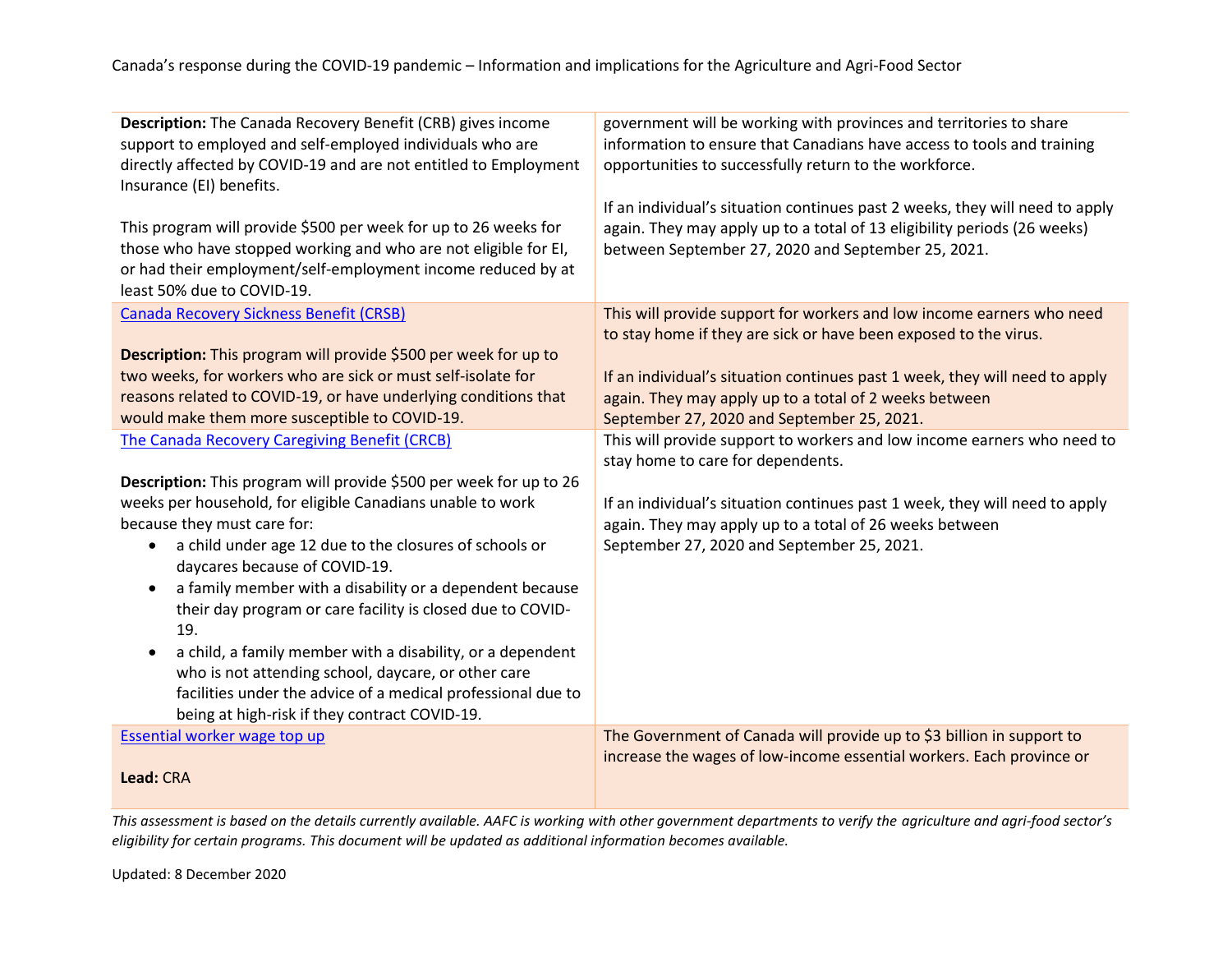| | |
|---|---|
| **Description:** The Canada Recovery Benefit (CRB) gives income support to employed and self-employed individuals who are directly affected by COVID-19 and are not entitled to Employment Insurance (EI) benefits.<br><br>This program will provide $500 per week for up to 26 weeks for those who have stopped working and who are not eligible for EI, or had their employment/self-employment income reduced by at least 50% due to COVID-19. | government will be working with provinces and territories to share information to ensure that Canadians have access to tools and training opportunities to successfully return to the workforce.<br><br>If an individual's situation continues past 2 weeks, they will need to apply again. They may apply up to a total of 13 eligibility periods (26 weeks) between September 27, 2020 and September 25, 2021. |
| [Canada Recovery Sickness Benefit (CRSB)]<br><br>**Description:** This program will provide $500 per week for up to two weeks, for workers who are sick or must self-isolate for reasons related to COVID-19, or have underlying conditions that would make them more susceptible to COVID-19. | This will provide support for workers and low income earners who need to stay home if they are sick or have been exposed to the virus.<br><br>If an individual's situation continues past 1 week, they will need to apply again. They may apply up to a total of 2 weeks between September 27, 2020 and September 25, 2021. |
| [The Canada Recovery Caregiving Benefit (CRCB)]<br><br>**Description:** This program will provide $500 per week for up to 26 weeks per household, for eligible Canadians unable to work because they must care for:<br>• a child under age 12 due to the closures of schools or daycares because of COVID-19.<br>• a family member with a disability or a dependent because their day program or care facility is closed due to COVID-19.<br>• a child, a family member with a disability, or a dependent who is not attending school, daycare, or other care facilities under the advice of a medical professional due to being at high-risk if they contract COVID-19. | This will provide support to workers and low income earners who need to stay home to care for dependents.<br><br>If an individual's situation continues past 1 week, they will need to apply again. They may apply up to a total of 26 weeks between September 27, 2020 and September 25, 2021. |
| [Essential worker wage top up]<br><br>**Lead:** CRA | The Government of Canada will provide up to $3 billion in support to increase the wages of low-income essential workers. Each province or |

*This assessment is based on the details currently available. AAFC is working with other government departments to verify the agriculture and agri-food sector's eligibility for certain programs. This document will be updated as additional information becomes available.*

Updated: 8 December 2020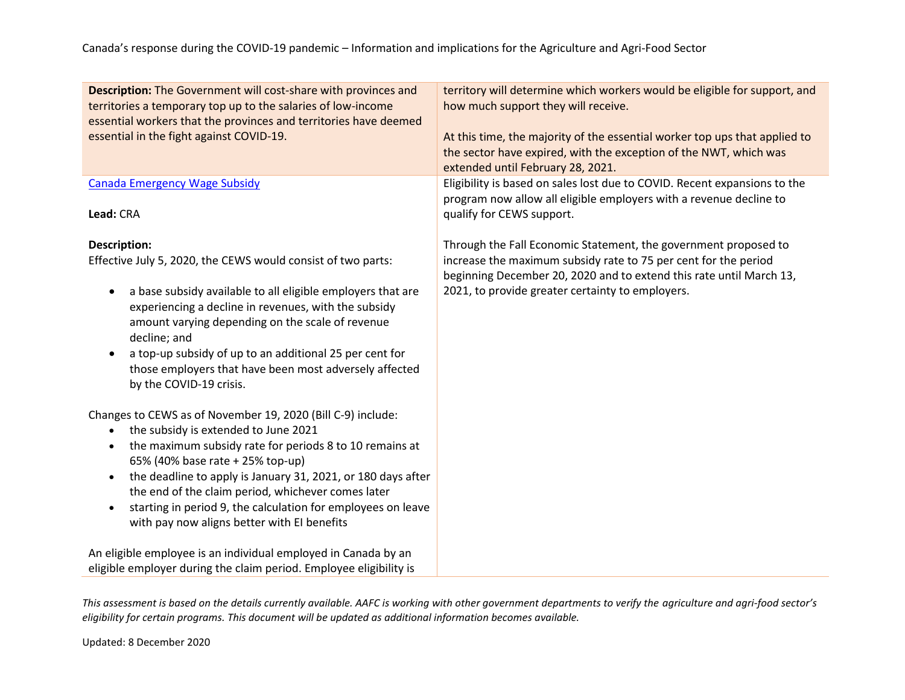| | |
|---|---|
| **Description:** The Government will cost-share with provinces and territories a temporary top up to the salaries of low-income essential workers that the provinces and territories have deemed essential in the fight against COVID-19. | territory will determine which workers would be eligible for support, and how much support they will receive.<br><br>At this time, the majority of the essential worker top ups that applied to the sector have expired, with the exception of the NWT, which was extended until February 28, 2021. |
| [Canada Emergency Wage Subsidy](#)<br><br>**Lead:** CRA<br><br>**Description:**<br>Effective July 5, 2020, the CEWS would consist of two parts:<br>• a base subsidy available to all eligible employers that are experiencing a decline in revenues, with the subsidy amount varying depending on the scale of revenue decline; and<br>• a top-up subsidy of up to an additional 25 per cent for those employers that have been most adversely affected by the COVID-19 crisis.<br><br>Changes to CEWS as of November 19, 2020 (Bill C-9) include:<br>• the subsidy is extended to June 2021<br>• the maximum subsidy rate for periods 8 to 10 remains at 65% (40% base rate + 25% top-up)<br>• the deadline to apply is January 31, 2021, or 180 days after the end of the claim period, whichever comes later<br>• starting in period 9, the calculation for employees on leave with pay now aligns better with EI benefits<br><br>An eligible employee is an individual employed in Canada by an eligible employer during the claim period. Employee eligibility is | Eligibility is based on sales lost due to COVID. Recent expansions to the program now allow all eligible employers with a revenue decline to qualify for CEWS support.<br><br>Through the Fall Economic Statement, the government proposed to increase the maximum subsidy rate to 75 per cent for the period beginning December 20, 2020 and to extend this rate until March 13, 2021, to provide greater certainty to employers. |

*This assessment is based on the details currently available. AAFC is working with other government departments to verify the agriculture and agri-food sector's eligibility for certain programs. This document will be updated as additional information becomes available.*

Updated: 8 December 2020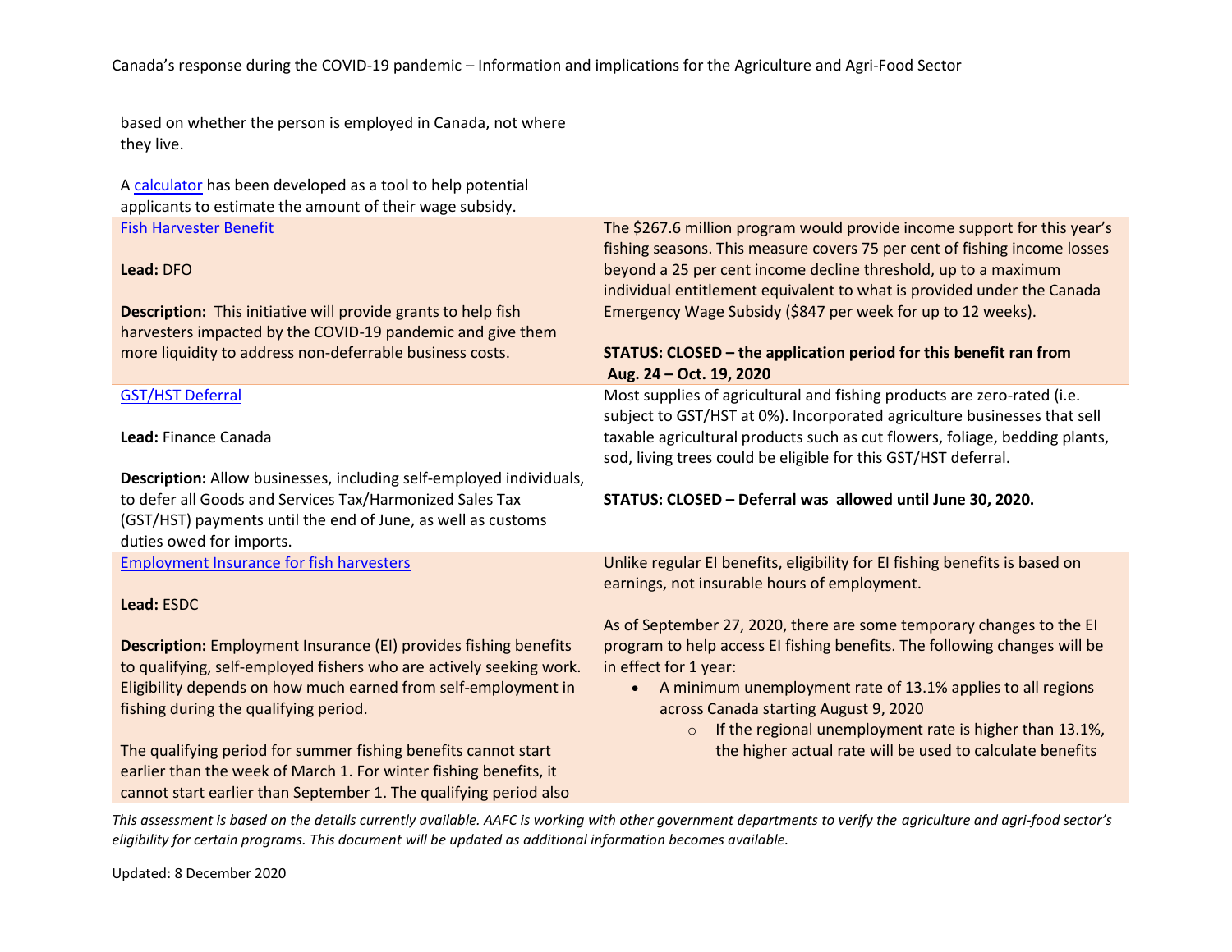| | |
|---|---|
| based on whether the person is employed in Canada, not where they live.<br><br>A calculator has been developed as a tool to help potential applicants to estimate the amount of their wage subsidy. | |
| Fish Harvester Benefit<br><br>**Lead:** DFO<br><br>**Description:** This initiative will provide grants to help fish harvesters impacted by the COVID-19 pandemic and give them more liquidity to address non-deferrable business costs. | The $267.6 million program would provide income support for this year's fishing seasons. This measure covers 75 per cent of fishing income losses beyond a 25 per cent income decline threshold, up to a maximum individual entitlement equivalent to what is provided under the Canada Emergency Wage Subsidy ($847 per week for up to 12 weeks).<br><br>**STATUS: CLOSED – the application period for this benefit ran from Aug. 24 – Oct. 19, 2020** |
| GST/HST Deferral<br><br>**Lead:** Finance Canada<br><br>**Description:** Allow businesses, including self-employed individuals, to defer all Goods and Services Tax/Harmonized Sales Tax (GST/HST) payments until the end of June, as well as customs duties owed for imports. | Most supplies of agricultural and fishing products are zero-rated (i.e. subject to GST/HST at 0%). Incorporated agriculture businesses that sell taxable agricultural products such as cut flowers, foliage, bedding plants, sod, living trees could be eligible for this GST/HST deferral.<br><br>**STATUS: CLOSED – Deferral was allowed until June 30, 2020.** |
| Employment Insurance for fish harvesters<br><br>**Lead:** ESDC<br><br>**Description:** Employment Insurance (EI) provides fishing benefits to qualifying, self-employed fishers who are actively seeking work. Eligibility depends on how much earned from self-employment in fishing during the qualifying period.<br><br>The qualifying period for summer fishing benefits cannot start earlier than the week of March 1. For winter fishing benefits, it cannot start earlier than September 1. The qualifying period also | Unlike regular EI benefits, eligibility for EI fishing benefits is based on earnings, not insurable hours of employment.<br><br>As of September 27, 2020, there are some temporary changes to the EI program to help access EI fishing benefits. The following changes will be in effect for 1 year:<br>• A minimum unemployment rate of 13.1% applies to all regions across Canada starting August 9, 2020<br>&nbsp;&nbsp;&nbsp;&nbsp;○ If the regional unemployment rate is higher than 13.1%, the higher actual rate will be used to calculate benefits |

*This assessment is based on the details currently available. AAFC is working with other government departments to verify the agriculture and agri-food sector's eligibility for certain programs. This document will be updated as additional information becomes available.*

Updated: 8 December 2020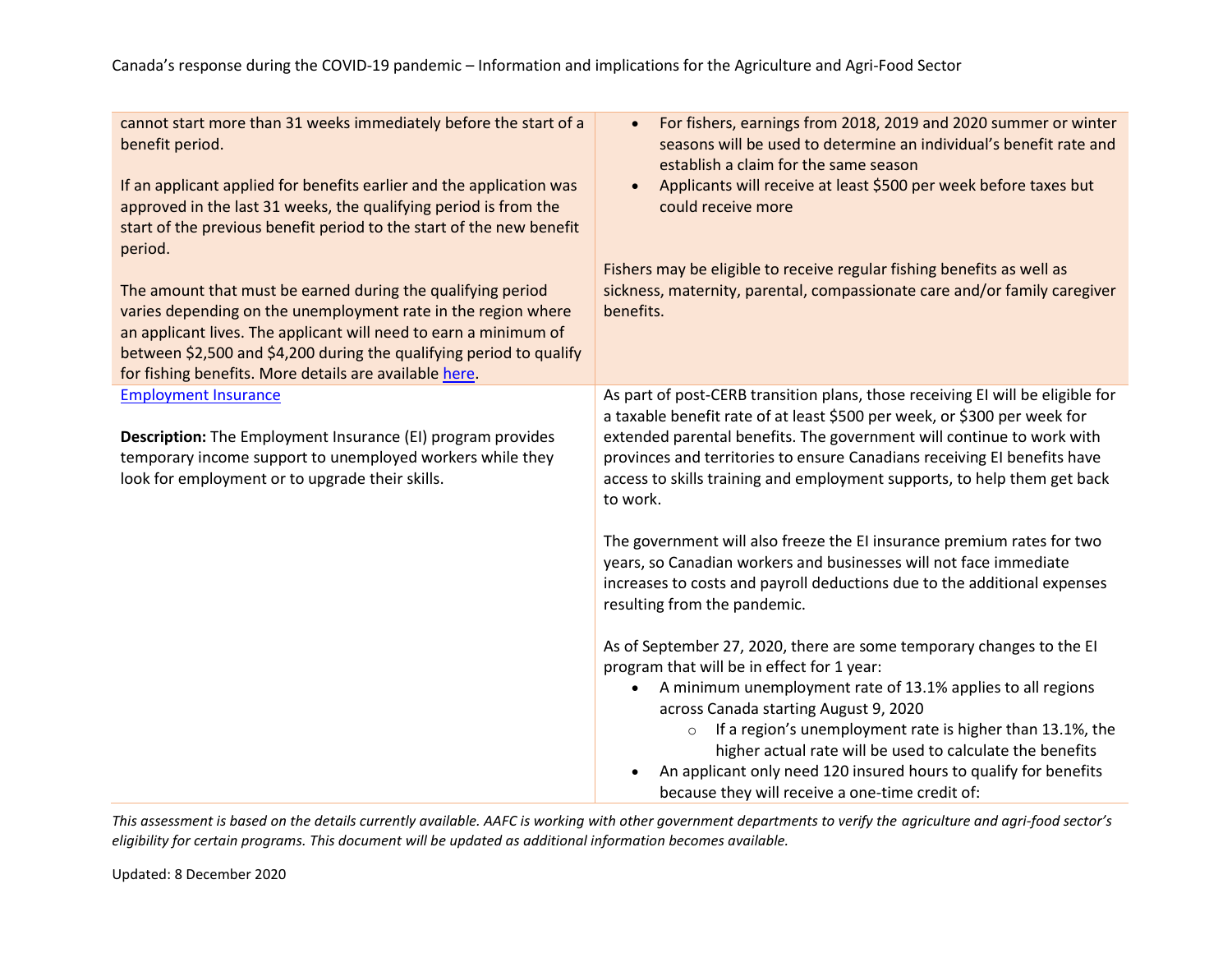| | |
|---|---|
| cannot start more than 31 weeks immediately before the start of a benefit period.<br><br>If an applicant applied for benefits earlier and the application was approved in the last 31 weeks, the qualifying period is from the start of the previous benefit period to the start of the new benefit period.<br><br>The amount that must be earned during the qualifying period varies depending on the unemployment rate in the region where an applicant lives. The applicant will need to earn a minimum of between $2,500 and $4,200 during the qualifying period to qualify for fishing benefits. More details are available here. | • For fishers, earnings from 2018, 2019 and 2020 summer or winter seasons will be used to determine an individual's benefit rate and establish a claim for the same season<br>• Applicants will receive at least $500 per week before taxes but could receive more<br><br>Fishers may be eligible to receive regular fishing benefits as well as sickness, maternity, parental, compassionate care and/or family caregiver benefits. |
| Employment Insurance<br><br>**Description:** The Employment Insurance (EI) program provides temporary income support to unemployed workers while they look for employment or to upgrade their skills. | As part of post-CERB transition plans, those receiving EI will be eligible for a taxable benefit rate of at least $500 per week, or $300 per week for extended parental benefits. The government will continue to work with provinces and territories to ensure Canadians receiving EI benefits have access to skills training and employment supports, to help them get back to work.<br><br>The government will also freeze the EI insurance premium rates for two years, so Canadian workers and businesses will not face immediate increases to costs and payroll deductions due to the additional expenses resulting from the pandemic.<br><br>As of September 27, 2020, there are some temporary changes to the EI program that will be in effect for 1 year:<br>• A minimum unemployment rate of 13.1% applies to all regions across Canada starting August 9, 2020<br>&nbsp;&nbsp;&nbsp;&nbsp;○ If a region's unemployment rate is higher than 13.1%, the higher actual rate will be used to calculate the benefits<br>• An applicant only need 120 insured hours to qualify for benefits because they will receive a one-time credit of: |

*This assessment is based on the details currently available. AAFC is working with other government departments to verify the agriculture and agri-food sector's eligibility for certain programs. This document will be updated as additional information becomes available.*

Updated: 8 December 2020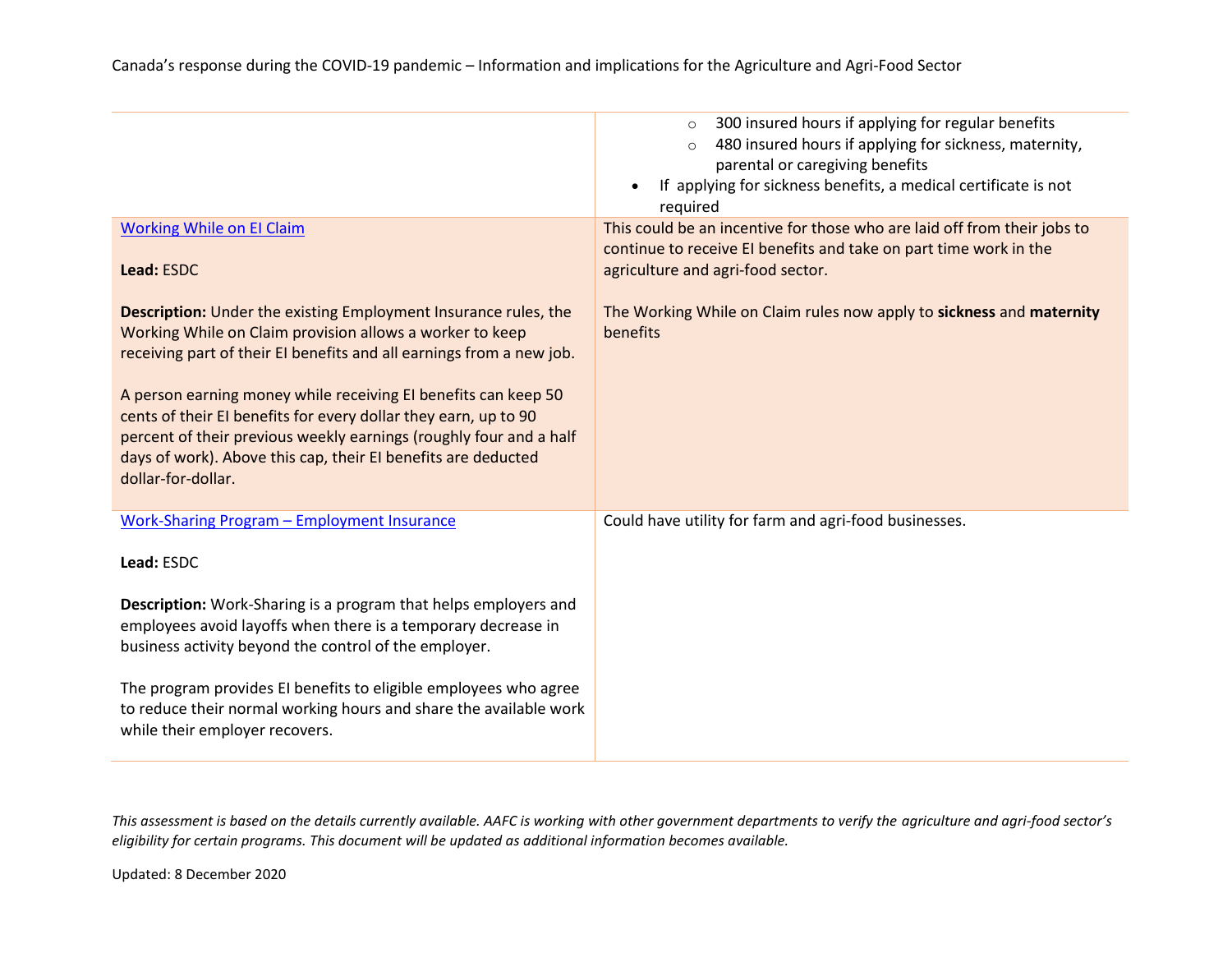| | |
|---|---|
| | ○ 300 insured hours if applying for regular benefits<br>○ 480 insured hours if applying for sickness, maternity, parental or caregiving benefits<br>• If applying for sickness benefits, a medical certificate is not required |
| Working While on EI Claim<br><br>**Lead:** ESDC<br><br>**Description:** Under the existing Employment Insurance rules, the Working While on Claim provision allows a worker to keep receiving part of their EI benefits and all earnings from a new job.<br><br>A person earning money while receiving EI benefits can keep 50 cents of their EI benefits for every dollar they earn, up to 90 percent of their previous weekly earnings (roughly four and a half days of work). Above this cap, their EI benefits are deducted dollar-for-dollar. | This could be an incentive for those who are laid off from their jobs to continue to receive EI benefits and take on part time work in the agriculture and agri-food sector.<br><br>The Working While on Claim rules now apply to **sickness** and **maternity** benefits |
| Work-Sharing Program – Employment Insurance<br><br>**Lead:** ESDC<br><br>**Description:** Work-Sharing is a program that helps employers and employees avoid layoffs when there is a temporary decrease in business activity beyond the control of the employer.<br><br>The program provides EI benefits to eligible employees who agree to reduce their normal working hours and share the available work while their employer recovers. | Could have utility for farm and agri-food businesses. |

*This assessment is based on the details currently available. AAFC is working with other government departments to verify the agriculture and agri-food sector's eligibility for certain programs. This document will be updated as additional information becomes available.*

Updated: 8 December 2020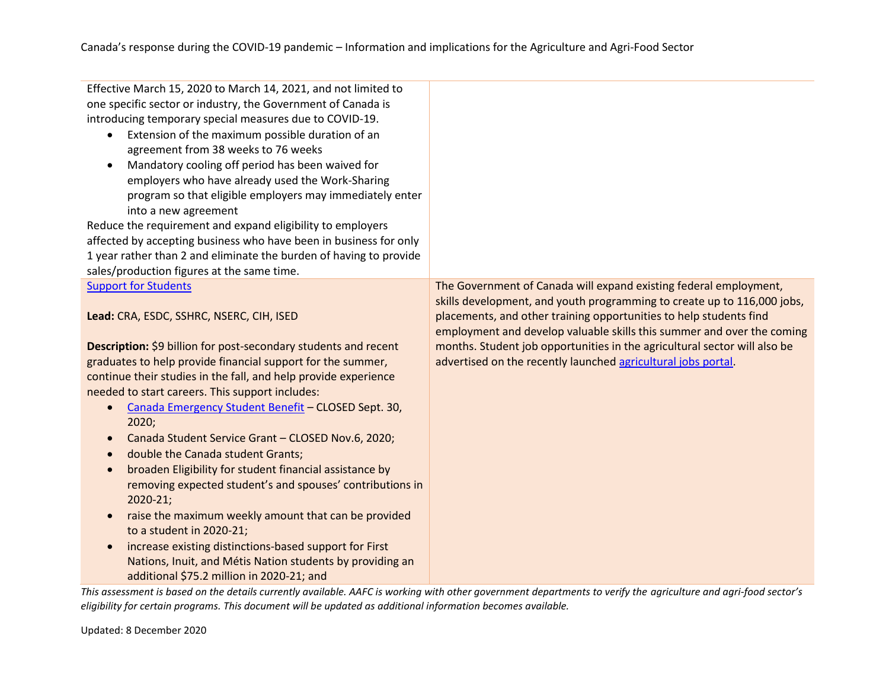| | |
|---|---|
| Effective March 15, 2020 to March 14, 2021, and not limited to one specific sector or industry, the Government of Canada is introducing temporary special measures due to COVID-19.<br>• Extension of the maximum possible duration of an agreement from 38 weeks to 76 weeks<br>• Mandatory cooling off period has been waived for employers who have already used the Work-Sharing program so that eligible employers may immediately enter into a new agreement<br>Reduce the requirement and expand eligibility to employers affected by accepting business who have been in business for only 1 year rather than 2 and eliminate the burden of having to provide sales/production figures at the same time. | |
| Support for Students<br><br>**Lead:** CRA, ESDC, SSHRC, NSERC, CIH, ISED<br><br>**Description:** $9 billion for post-secondary students and recent graduates to help provide financial support for the summer, continue their studies in the fall, and help provide experience needed to start careers. This support includes:<br>• Canada Emergency Student Benefit – CLOSED Sept. 30, 2020;<br>• Canada Student Service Grant – CLOSED Nov.6, 2020;<br>• double the Canada student Grants;<br>• broaden Eligibility for student financial assistance by removing expected student's and spouses' contributions in 2020-21;<br>• raise the maximum weekly amount that can be provided to a student in 2020-21;<br>• increase existing distinctions-based support for First Nations, Inuit, and Métis Nation students by providing an additional $75.2 million in 2020-21; and | The Government of Canada will expand existing federal employment, skills development, and youth programming to create up to 116,000 jobs, placements, and other training opportunities to help students find employment and develop valuable skills this summer and over the coming months. Student job opportunities in the agricultural sector will also be advertised on the recently launched agricultural jobs portal. |

*This assessment is based on the details currently available. AAFC is working with other government departments to verify the agriculture and agri-food sector's eligibility for certain programs. This document will be updated as additional information becomes available.*

Updated: 8 December 2020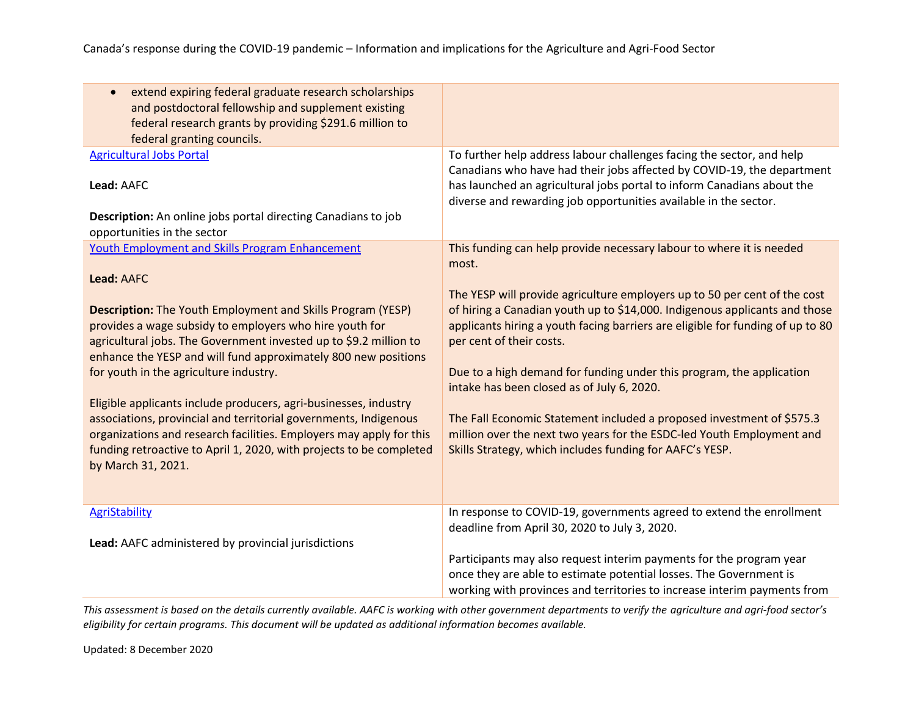| | |
|---|---|
| • extend expiring federal graduate research scholarships and postdoctoral fellowship and supplement existing federal research grants by providing $291.6 million to federal granting councils. | |
| [Agricultural Jobs Portal](#)<br><br>**Lead:** AAFC<br><br>**Description:** An online jobs portal directing Canadians to job opportunities in the sector | To further help address labour challenges facing the sector, and help Canadians who have had their jobs affected by COVID-19, the department has launched an agricultural jobs portal to inform Canadians about the diverse and rewarding job opportunities available in the sector. |
| [Youth Employment and Skills Program Enhancement](#)<br><br>**Lead:** AAFC<br><br>**Description:** The Youth Employment and Skills Program (YESP) provides a wage subsidy to employers who hire youth for agricultural jobs. The Government invested up to $9.2 million to enhance the YESP and will fund approximately 800 new positions for youth in the agriculture industry.<br><br>Eligible applicants include producers, agri-businesses, industry associations, provincial and territorial governments, Indigenous organizations and research facilities. Employers may apply for this funding retroactive to April 1, 2020, with projects to be completed by March 31, 2021. | This funding can help provide necessary labour to where it is needed most.<br><br>The YESP will provide agriculture employers up to 50 per cent of the cost of hiring a Canadian youth up to $14,000. Indigenous applicants and those applicants hiring a youth facing barriers are eligible for funding of up to 80 per cent of their costs.<br><br>Due to a high demand for funding under this program, the application intake has been closed as of July 6, 2020.<br><br>The Fall Economic Statement included a proposed investment of $575.3 million over the next two years for the ESDC-led Youth Employment and Skills Strategy, which includes funding for AAFC's YESP. |
| [AgriStability](#)<br><br>**Lead:** AAFC administered by provincial jurisdictions | In response to COVID-19, governments agreed to extend the enrollment deadline from April 30, 2020 to July 3, 2020.<br><br>Participants may also request interim payments for the program year once they are able to estimate potential losses. The Government is working with provinces and territories to increase interim payments from |

*This assessment is based on the details currently available. AAFC is working with other government departments to verify the agriculture and agri-food sector's eligibility for certain programs. This document will be updated as additional information becomes available.*

Updated: 8 December 2020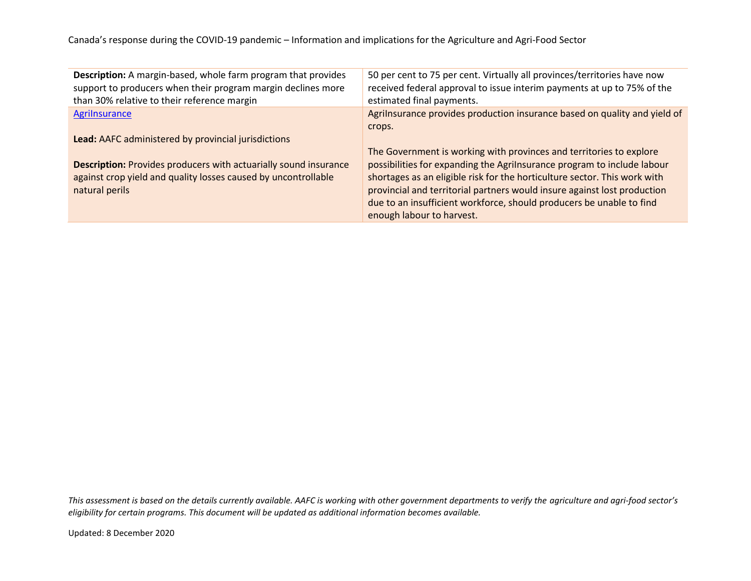| | |
|---|---|
| **Description:** A margin-based, whole farm program that provides support to producers when their program margin declines more than 30% relative to their reference margin | 50 per cent to 75 per cent. Virtually all provinces/territories have now received federal approval to issue interim payments at up to 75% of the estimated final payments. |
| [AgriInsurance]<br><br>**Lead:** AAFC administered by provincial jurisdictions<br><br>**Description:** Provides producers with actuarially sound insurance against crop yield and quality losses caused by uncontrollable natural perils | AgriInsurance provides production insurance based on quality and yield of crops.<br><br>The Government is working with provinces and territories to explore possibilities for expanding the AgriInsurance program to include labour shortages as an eligible risk for the horticulture sector. This work with provincial and territorial partners would insure against lost production due to an insufficient workforce, should producers be unable to find enough labour to harvest. |

*This assessment is based on the details currently available. AAFC is working with other government departments to verify the agriculture and agri-food sector's eligibility for certain programs. This document will be updated as additional information becomes available.*

Updated: 8 December 2020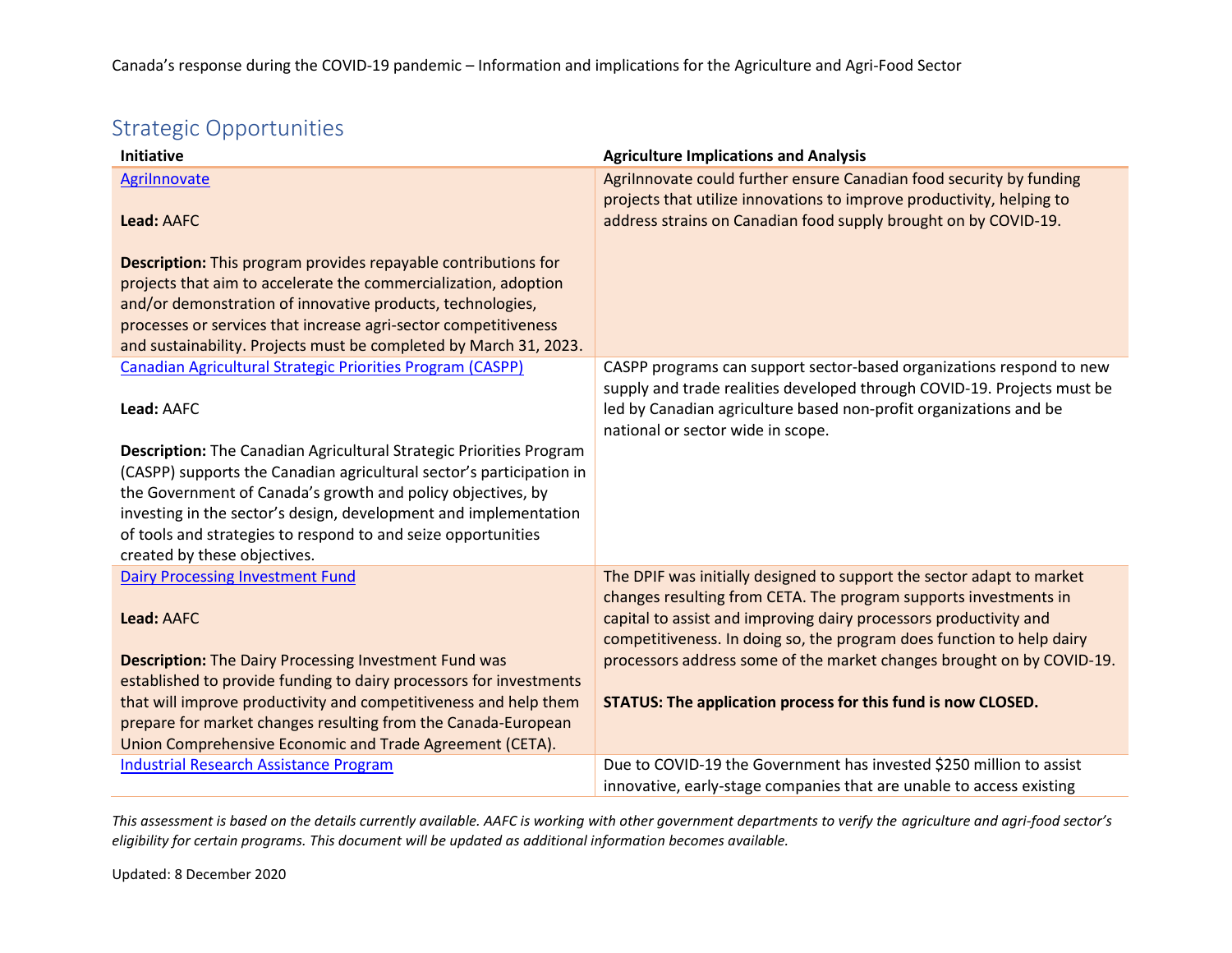## Strategic Opportunities

| Initiative | Agriculture Implications and Analysis |
|---|---|
| AgriInnovate<br><br>**Lead:** AAFC<br><br>**Description:** This program provides repayable contributions for projects that aim to accelerate the commercialization, adoption and/or demonstration of innovative products, technologies, processes or services that increase agri-sector competitiveness and sustainability. Projects must be completed by March 31, 2023. | AgriInnovate could further ensure Canadian food security by funding projects that utilize innovations to improve productivity, helping to address strains on Canadian food supply brought on by COVID-19. |
| Canadian Agricultural Strategic Priorities Program (CASPP)<br><br>**Lead:** AAFC<br><br>**Description:** The Canadian Agricultural Strategic Priorities Program (CASPP) supports the Canadian agricultural sector's participation in the Government of Canada's growth and policy objectives, by investing in the sector's design, development and implementation of tools and strategies to respond to and seize opportunities created by these objectives. | CASPP programs can support sector-based organizations respond to new supply and trade realities developed through COVID-19. Projects must be led by Canadian agriculture based non-profit organizations and be national or sector wide in scope. |
| Dairy Processing Investment Fund<br><br>**Lead:** AAFC<br><br>**Description:** The Dairy Processing Investment Fund was established to provide funding to dairy processors for investments that will improve productivity and competitiveness and help them prepare for market changes resulting from the Canada-European Union Comprehensive Economic and Trade Agreement (CETA). | The DPIF was initially designed to support the sector adapt to market changes resulting from CETA. The program supports investments in capital to assist and improving dairy processors productivity and competitiveness. In doing so, the program does function to help dairy processors address some of the market changes brought on by COVID-19.<br><br>**STATUS: The application process for this fund is now CLOSED.** |
| Industrial Research Assistance Program | Due to COVID-19 the Government has invested $250 million to assist innovative, early-stage companies that are unable to access existing |

*This assessment is based on the details currently available. AAFC is working with other government departments to verify the agriculture and agri-food sector's eligibility for certain programs. This document will be updated as additional information becomes available.*

Updated: 8 December 2020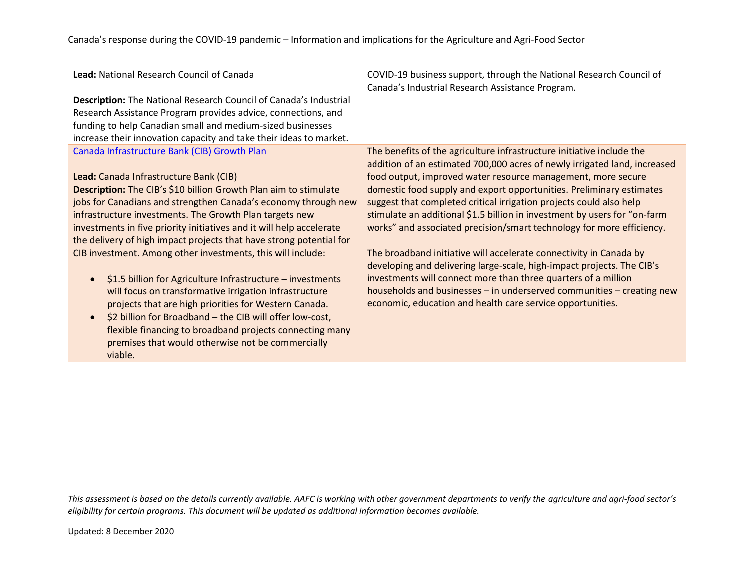| | |
|---|---|
| **Lead:** National Research Council of Canada<br><br>**Description:** The National Research Council of Canada's Industrial Research Assistance Program provides advice, connections, and funding to help Canadian small and medium-sized businesses increase their innovation capacity and take their ideas to market. | COVID-19 business support, through the National Research Council of Canada's Industrial Research Assistance Program. |
| [Canada Infrastructure Bank (CIB) Growth Plan]<br><br>**Lead:** Canada Infrastructure Bank (CIB)<br>**Description:** The CIB's $10 billion Growth Plan aim to stimulate jobs for Canadians and strengthen Canada's economy through new infrastructure investments. The Growth Plan targets new investments in five priority initiatives and it will help accelerate the delivery of high impact projects that have strong potential for CIB investment. Among other investments, this will include:<br><br>• $1.5 billion for Agriculture Infrastructure – investments will focus on transformative irrigation infrastructure projects that are high priorities for Western Canada.<br>• $2 billion for Broadband – the CIB will offer low-cost, flexible financing to broadband projects connecting many premises that would otherwise not be commercially viable. | The benefits of the agriculture infrastructure initiative include the addition of an estimated 700,000 acres of newly irrigated land, increased food output, improved water resource management, more secure domestic food supply and export opportunities. Preliminary estimates suggest that completed critical irrigation projects could also help stimulate an additional $1.5 billion in investment by users for "on-farm works" and associated precision/smart technology for more efficiency.<br><br>The broadband initiative will accelerate connectivity in Canada by developing and delivering large-scale, high-impact projects. The CIB's investments will connect more than three quarters of a million households and businesses – in underserved communities – creating new economic, education and health care service opportunities. |

*This assessment is based on the details currently available. AAFC is working with other government departments to verify the agriculture and agri-food sector's eligibility for certain programs. This document will be updated as additional information becomes available.*

Updated: 8 December 2020